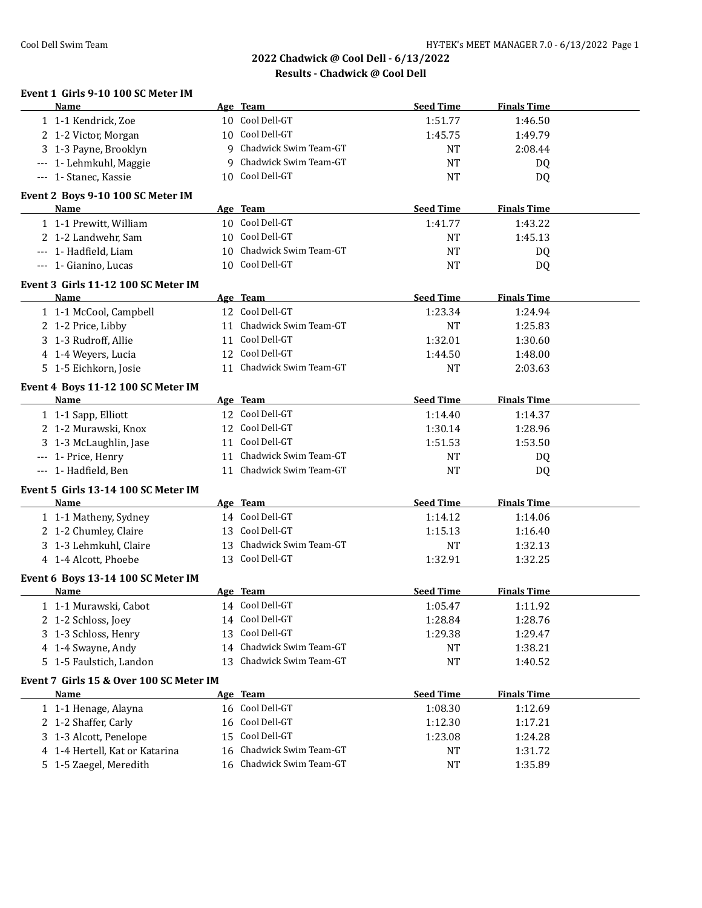## 2022 Chadwick @ Cool Dell - 6/13/2022

### Results - Chadwick @ Cool Dell

**Event 1 Girls 9-10 100 SC Meter IM**

| | Name | Age | Team | Seed Time | Finals Time |
|---|---|---|---|---|---|
| 1 | 1-1 Kendrick, Zoe | 10 | Cool Dell-GT | 1:51.77 | 1:46.50 |
| 2 | 1-2 Victor, Morgan | 10 | Cool Dell-GT | 1:45.75 | 1:49.79 |
| 3 | 1-3 Payne, Brooklyn | 9 | Chadwick Swim Team-GT | NT | 2:08.44 |
| --- | 1- Lehmkuhl, Maggie | 9 | Chadwick Swim Team-GT | NT | DQ |
| --- | 1- Stanec, Kassie | 10 | Cool Dell-GT | NT | DQ |

**Event 2 Boys 9-10 100 SC Meter IM**

| | Name | Age | Team | Seed Time | Finals Time |
|---|---|---|---|---|---|
| 1 | 1-1 Prewitt, William | 10 | Cool Dell-GT | 1:41.77 | 1:43.22 |
| 2 | 1-2 Landwehr, Sam | 10 | Cool Dell-GT | NT | 1:45.13 |
| --- | 1- Hadfield, Liam | 10 | Chadwick Swim Team-GT | NT | DQ |
| --- | 1- Gianino, Lucas | 10 | Cool Dell-GT | NT | DQ |

**Event 3 Girls 11-12 100 SC Meter IM**

| | Name | Age | Team | Seed Time | Finals Time |
|---|---|---|---|---|---|
| 1 | 1-1 McCool, Campbell | 12 | Cool Dell-GT | 1:23.34 | 1:24.94 |
| 2 | 1-2 Price, Libby | 11 | Chadwick Swim Team-GT | NT | 1:25.83 |
| 3 | 1-3 Rudroff, Allie | 11 | Cool Dell-GT | 1:32.01 | 1:30.60 |
| 4 | 1-4 Weyers, Lucia | 12 | Cool Dell-GT | 1:44.50 | 1:48.00 |
| 5 | 1-5 Eichkorn, Josie | 11 | Chadwick Swim Team-GT | NT | 2:03.63 |

**Event 4 Boys 11-12 100 SC Meter IM**

| | Name | Age | Team | Seed Time | Finals Time |
|---|---|---|---|---|---|
| 1 | 1-1 Sapp, Elliott | 12 | Cool Dell-GT | 1:14.40 | 1:14.37 |
| 2 | 1-2 Murawski, Knox | 12 | Cool Dell-GT | 1:30.14 | 1:28.96 |
| 3 | 1-3 McLaughlin, Jase | 11 | Cool Dell-GT | 1:51.53 | 1:53.50 |
| --- | 1- Price, Henry | 11 | Chadwick Swim Team-GT | NT | DQ |
| --- | 1- Hadfield, Ben | 11 | Chadwick Swim Team-GT | NT | DQ |

**Event 5 Girls 13-14 100 SC Meter IM**

| | Name | Age | Team | Seed Time | Finals Time |
|---|---|---|---|---|---|
| 1 | 1-1 Matheny, Sydney | 14 | Cool Dell-GT | 1:14.12 | 1:14.06 |
| 2 | 1-2 Chumley, Claire | 13 | Cool Dell-GT | 1:15.13 | 1:16.40 |
| 3 | 1-3 Lehmkuhl, Claire | 13 | Chadwick Swim Team-GT | NT | 1:32.13 |
| 4 | 1-4 Alcott, Phoebe | 13 | Cool Dell-GT | 1:32.91 | 1:32.25 |

**Event 6 Boys 13-14 100 SC Meter IM**

| | Name | Age | Team | Seed Time | Finals Time |
|---|---|---|---|---|---|
| 1 | 1-1 Murawski, Cabot | 14 | Cool Dell-GT | 1:05.47 | 1:11.92 |
| 2 | 1-2 Schloss, Joey | 14 | Cool Dell-GT | 1:28.84 | 1:28.76 |
| 3 | 1-3 Schloss, Henry | 13 | Cool Dell-GT | 1:29.38 | 1:29.47 |
| 4 | 1-4 Swayne, Andy | 14 | Chadwick Swim Team-GT | NT | 1:38.21 |
| 5 | 1-5 Faulstich, Landon | 13 | Chadwick Swim Team-GT | NT | 1:40.52 |

**Event 7 Girls 15 & Over 100 SC Meter IM**

| | Name | Age | Team | Seed Time | Finals Time |
|---|---|---|---|---|---|
| 1 | 1-1 Henage, Alayna | 16 | Cool Dell-GT | 1:08.30 | 1:12.69 |
| 2 | 1-2 Shaffer, Carly | 16 | Cool Dell-GT | 1:12.30 | 1:17.21 |
| 3 | 1-3 Alcott, Penelope | 15 | Cool Dell-GT | 1:23.08 | 1:24.28 |
| 4 | 1-4 Hertell, Kat or Katarina | 16 | Chadwick Swim Team-GT | NT | 1:31.72 |
| 5 | 1-5 Zaegel, Meredith | 16 | Chadwick Swim Team-GT | NT | 1:35.89 |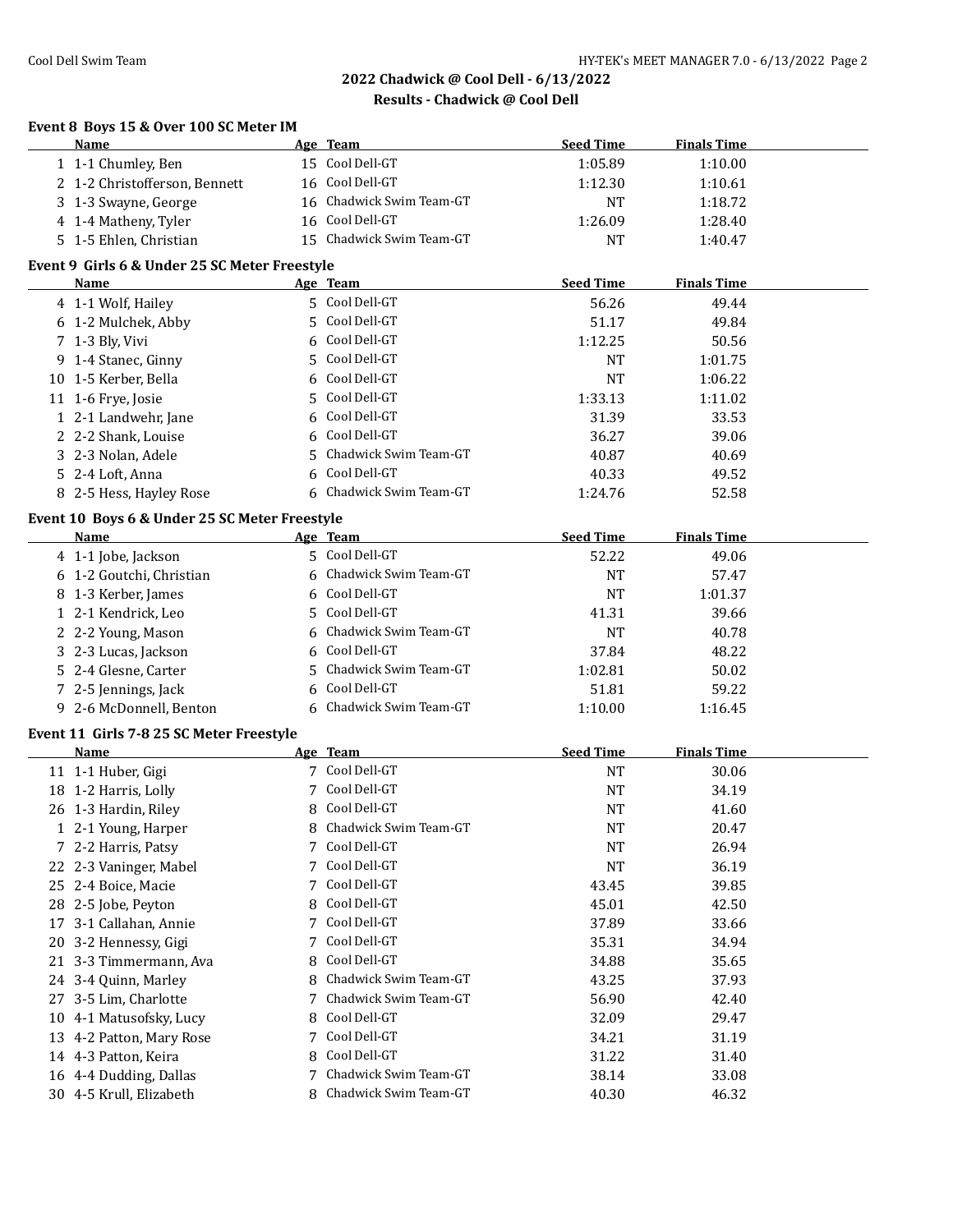## 2022 Chadwick @ Cool Dell - 6/13/2022

### Results - Chadwick @ Cool Dell

#### Event 8 Boys 15 & Over 100 SC Meter IM

| | Name | Age | Team | Seed Time | Finals Time |
|---|---|---|---|---|---|
| 1 | 1-1 Chumley, Ben | 15 | Cool Dell-GT | 1:05.89 | 1:10.00 |
| 2 | 1-2 Christofferson, Bennett | 16 | Cool Dell-GT | 1:12.30 | 1:10.61 |
| 3 | 1-3 Swayne, George | 16 | Chadwick Swim Team-GT | NT | 1:18.72 |
| 4 | 1-4 Matheny, Tyler | 16 | Cool Dell-GT | 1:26.09 | 1:28.40 |
| 5 | 1-5 Ehlen, Christian | 15 | Chadwick Swim Team-GT | NT | 1:40.47 |

#### Event 9 Girls 6 & Under 25 SC Meter Freestyle

| | Name | Age | Team | Seed Time | Finals Time |
|---|---|---|---|---|---|
| 4 | 1-1 Wolf, Hailey | 5 | Cool Dell-GT | 56.26 | 49.44 |
| 6 | 1-2 Mulchek, Abby | 5 | Cool Dell-GT | 51.17 | 49.84 |
| 7 | 1-3 Bly, Vivi | 6 | Cool Dell-GT | 1:12.25 | 50.56 |
| 9 | 1-4 Stanec, Ginny | 5 | Cool Dell-GT | NT | 1:01.75 |
| 10 | 1-5 Kerber, Bella | 6 | Cool Dell-GT | NT | 1:06.22 |
| 11 | 1-6 Frye, Josie | 5 | Cool Dell-GT | 1:33.13 | 1:11.02 |
| 1 | 2-1 Landwehr, Jane | 6 | Cool Dell-GT | 31.39 | 33.53 |
| 2 | 2-2 Shank, Louise | 6 | Cool Dell-GT | 36.27 | 39.06 |
| 3 | 2-3 Nolan, Adele | 5 | Chadwick Swim Team-GT | 40.87 | 40.69 |
| 5 | 2-4 Loft, Anna | 6 | Cool Dell-GT | 40.33 | 49.52 |
| 8 | 2-5 Hess, Hayley Rose | 6 | Chadwick Swim Team-GT | 1:24.76 | 52.58 |

#### Event 10 Boys 6 & Under 25 SC Meter Freestyle

| | Name | Age | Team | Seed Time | Finals Time |
|---|---|---|---|---|---|
| 4 | 1-1 Jobe, Jackson | 5 | Cool Dell-GT | 52.22 | 49.06 |
| 6 | 1-2 Goutchi, Christian | 6 | Chadwick Swim Team-GT | NT | 57.47 |
| 8 | 1-3 Kerber, James | 6 | Cool Dell-GT | NT | 1:01.37 |
| 1 | 2-1 Kendrick, Leo | 5 | Cool Dell-GT | 41.31 | 39.66 |
| 2 | 2-2 Young, Mason | 6 | Chadwick Swim Team-GT | NT | 40.78 |
| 3 | 2-3 Lucas, Jackson | 6 | Cool Dell-GT | 37.84 | 48.22 |
| 5 | 2-4 Glesne, Carter | 5 | Chadwick Swim Team-GT | 1:02.81 | 50.02 |
| 7 | 2-5 Jennings, Jack | 6 | Cool Dell-GT | 51.81 | 59.22 |
| 9 | 2-6 McDonnell, Benton | 6 | Chadwick Swim Team-GT | 1:10.00 | 1:16.45 |

#### Event 11 Girls 7-8 25 SC Meter Freestyle

| | Name | Age | Team | Seed Time | Finals Time |
|---|---|---|---|---|---|
| 11 | 1-1 Huber, Gigi | 7 | Cool Dell-GT | NT | 30.06 |
| 18 | 1-2 Harris, Lolly | 7 | Cool Dell-GT | NT | 34.19 |
| 26 | 1-3 Hardin, Riley | 8 | Cool Dell-GT | NT | 41.60 |
| 1 | 2-1 Young, Harper | 8 | Chadwick Swim Team-GT | NT | 20.47 |
| 7 | 2-2 Harris, Patsy | 7 | Cool Dell-GT | NT | 26.94 |
| 22 | 2-3 Vaninger, Mabel | 7 | Cool Dell-GT | NT | 36.19 |
| 25 | 2-4 Boice, Macie | 7 | Cool Dell-GT | 43.45 | 39.85 |
| 28 | 2-5 Jobe, Peyton | 8 | Cool Dell-GT | 45.01 | 42.50 |
| 17 | 3-1 Callahan, Annie | 7 | Cool Dell-GT | 37.89 | 33.66 |
| 20 | 3-2 Hennessy, Gigi | 7 | Cool Dell-GT | 35.31 | 34.94 |
| 21 | 3-3 Timmermann, Ava | 8 | Cool Dell-GT | 34.88 | 35.65 |
| 24 | 3-4 Quinn, Marley | 8 | Chadwick Swim Team-GT | 43.25 | 37.93 |
| 27 | 3-5 Lim, Charlotte | 7 | Chadwick Swim Team-GT | 56.90 | 42.40 |
| 10 | 4-1 Matusofsky, Lucy | 8 | Cool Dell-GT | 32.09 | 29.47 |
| 13 | 4-2 Patton, Mary Rose | 7 | Cool Dell-GT | 34.21 | 31.19 |
| 14 | 4-3 Patton, Keira | 8 | Cool Dell-GT | 31.22 | 31.40 |
| 16 | 4-4 Dudding, Dallas | 7 | Chadwick Swim Team-GT | 38.14 | 33.08 |
| 30 | 4-5 Krull, Elizabeth | 8 | Chadwick Swim Team-GT | 40.30 | 46.32 |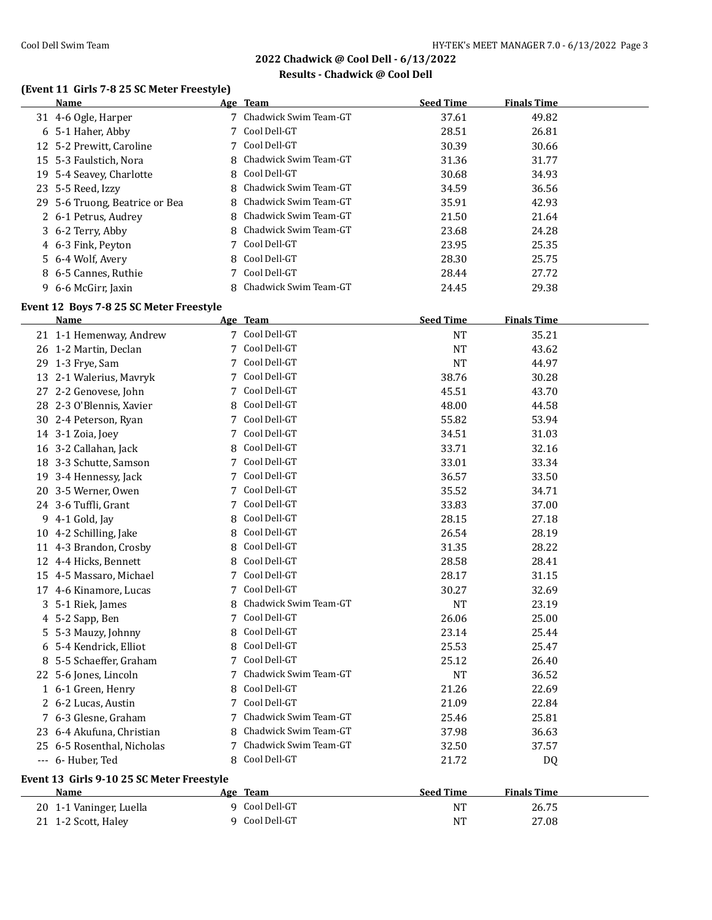## 2022 Chadwick @ Cool Dell - 6/13/2022

### Results - Chadwick @ Cool Dell

### (Event 11 Girls 7-8 25 SC Meter Freestyle)

| | Name | Age | Team | Seed Time | Finals Time |
|---|---|---|---|---|---|
| 31 | 4-6 Ogle, Harper | 7 | Chadwick Swim Team-GT | 37.61 | 49.82 |
| 6 | 5-1 Haher, Abby | 7 | Cool Dell-GT | 28.51 | 26.81 |
| 12 | 5-2 Prewitt, Caroline | 7 | Cool Dell-GT | 30.39 | 30.66 |
| 15 | 5-3 Faulstich, Nora | 8 | Chadwick Swim Team-GT | 31.36 | 31.77 |
| 19 | 5-4 Seavey, Charlotte | 8 | Cool Dell-GT | 30.68 | 34.93 |
| 23 | 5-5 Reed, Izzy | 8 | Chadwick Swim Team-GT | 34.59 | 36.56 |
| 29 | 5-6 Truong, Beatrice or Bea | 8 | Chadwick Swim Team-GT | 35.91 | 42.93 |
| 2 | 6-1 Petrus, Audrey | 8 | Chadwick Swim Team-GT | 21.50 | 21.64 |
| 3 | 6-2 Terry, Abby | 8 | Chadwick Swim Team-GT | 23.68 | 24.28 |
| 4 | 6-3 Fink, Peyton | 7 | Cool Dell-GT | 23.95 | 25.35 |
| 5 | 6-4 Wolf, Avery | 8 | Cool Dell-GT | 28.30 | 25.75 |
| 8 | 6-5 Cannes, Ruthie | 7 | Cool Dell-GT | 28.44 | 27.72 |
| 9 | 6-6 McGirr, Jaxin | 8 | Chadwick Swim Team-GT | 24.45 | 29.38 |

### Event 12 Boys 7-8 25 SC Meter Freestyle

| | Name | Age | Team | Seed Time | Finals Time |
|---|---|---|---|---|---|
| 21 | 1-1 Hemenway, Andrew | 7 | Cool Dell-GT | NT | 35.21 |
| 26 | 1-2 Martin, Declan | 7 | Cool Dell-GT | NT | 43.62 |
| 29 | 1-3 Frye, Sam | 7 | Cool Dell-GT | NT | 44.97 |
| 13 | 2-1 Walerius, Mavryk | 7 | Cool Dell-GT | 38.76 | 30.28 |
| 27 | 2-2 Genovese, John | 7 | Cool Dell-GT | 45.51 | 43.70 |
| 28 | 2-3 O'Blennis, Xavier | 8 | Cool Dell-GT | 48.00 | 44.58 |
| 30 | 2-4 Peterson, Ryan | 7 | Cool Dell-GT | 55.82 | 53.94 |
| 14 | 3-1 Zoia, Joey | 7 | Cool Dell-GT | 34.51 | 31.03 |
| 16 | 3-2 Callahan, Jack | 8 | Cool Dell-GT | 33.71 | 32.16 |
| 18 | 3-3 Schutte, Samson | 7 | Cool Dell-GT | 33.01 | 33.34 |
| 19 | 3-4 Hennessy, Jack | 7 | Cool Dell-GT | 36.57 | 33.50 |
| 20 | 3-5 Werner, Owen | 7 | Cool Dell-GT | 35.52 | 34.71 |
| 24 | 3-6 Tuffli, Grant | 7 | Cool Dell-GT | 33.83 | 37.00 |
| 9 | 4-1 Gold, Jay | 8 | Cool Dell-GT | 28.15 | 27.18 |
| 10 | 4-2 Schilling, Jake | 8 | Cool Dell-GT | 26.54 | 28.19 |
| 11 | 4-3 Brandon, Crosby | 8 | Cool Dell-GT | 31.35 | 28.22 |
| 12 | 4-4 Hicks, Bennett | 8 | Cool Dell-GT | 28.58 | 28.41 |
| 15 | 4-5 Massaro, Michael | 7 | Cool Dell-GT | 28.17 | 31.15 |
| 17 | 4-6 Kinamore, Lucas | 7 | Cool Dell-GT | 30.27 | 32.69 |
| 3 | 5-1 Riek, James | 8 | Chadwick Swim Team-GT | NT | 23.19 |
| 4 | 5-2 Sapp, Ben | 7 | Cool Dell-GT | 26.06 | 25.00 |
| 5 | 5-3 Mauzy, Johnny | 8 | Cool Dell-GT | 23.14 | 25.44 |
| 6 | 5-4 Kendrick, Elliot | 8 | Cool Dell-GT | 25.53 | 25.47 |
| 8 | 5-5 Schaeffer, Graham | 7 | Cool Dell-GT | 25.12 | 26.40 |
| 22 | 5-6 Jones, Lincoln | 7 | Chadwick Swim Team-GT | NT | 36.52 |
| 1 | 6-1 Green, Henry | 8 | Cool Dell-GT | 21.26 | 22.69 |
| 2 | 6-2 Lucas, Austin | 7 | Cool Dell-GT | 21.09 | 22.84 |
| 7 | 6-3 Glesne, Graham | 7 | Chadwick Swim Team-GT | 25.46 | 25.81 |
| 23 | 6-4 Akufuna, Christian | 8 | Chadwick Swim Team-GT | 37.98 | 36.63 |
| 25 | 6-5 Rosenthal, Nicholas | 7 | Chadwick Swim Team-GT | 32.50 | 37.57 |
| --- | 6- Huber, Ted | 8 | Cool Dell-GT | 21.72 | DQ |

### Event 13 Girls 9-10 25 SC Meter Freestyle

| | Name | Age | Team | Seed Time | Finals Time |
|---|---|---|---|---|---|
| 20 | 1-1 Vaninger, Luella | 9 | Cool Dell-GT | NT | 26.75 |
| 21 | 1-2 Scott, Haley | 9 | Cool Dell-GT | NT | 27.08 |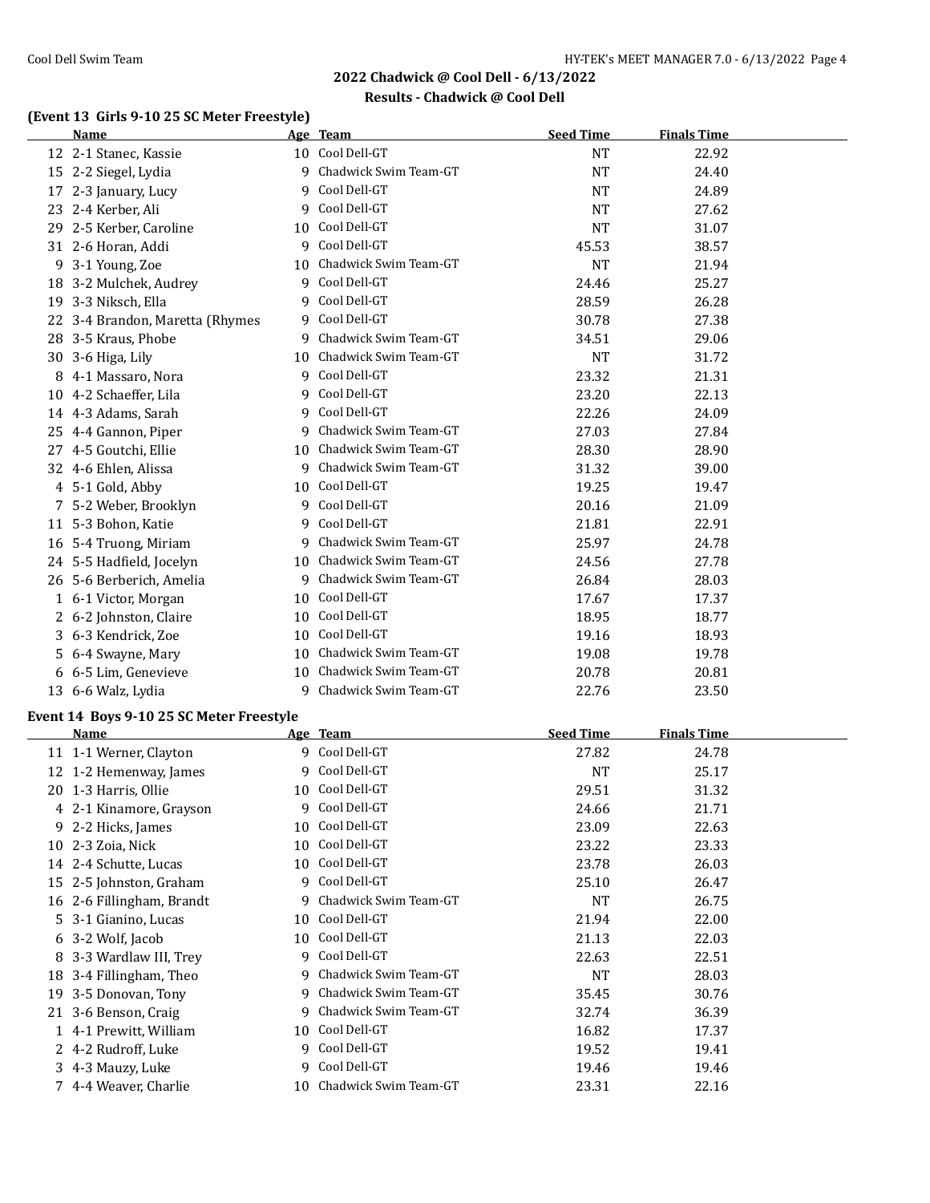## 2022 Chadwick @ Cool Dell - 6/13/2022
### Results - Chadwick @ Cool Dell

**(Event 13 Girls 9-10 25 SC Meter Freestyle)**

| | Name | Age | Team | Seed Time | Finals Time |
|---|---|---|---|---|---|
| 12 | 2-1 Stanec, Kassie | 10 | Cool Dell-GT | NT | 22.92 |
| 15 | 2-2 Siegel, Lydia | 9 | Chadwick Swim Team-GT | NT | 24.40 |
| 17 | 2-3 January, Lucy | 9 | Cool Dell-GT | NT | 24.89 |
| 23 | 2-4 Kerber, Ali | 9 | Cool Dell-GT | NT | 27.62 |
| 29 | 2-5 Kerber, Caroline | 10 | Cool Dell-GT | NT | 31.07 |
| 31 | 2-6 Horan, Addi | 9 | Cool Dell-GT | 45.53 | 38.57 |
| 9 | 3-1 Young, Zoe | 10 | Chadwick Swim Team-GT | NT | 21.94 |
| 18 | 3-2 Mulchek, Audrey | 9 | Cool Dell-GT | 24.46 | 25.27 |
| 19 | 3-3 Niksch, Ella | 9 | Cool Dell-GT | 28.59 | 26.28 |
| 22 | 3-4 Brandon, Maretta (Rhymes | 9 | Cool Dell-GT | 30.78 | 27.38 |
| 28 | 3-5 Kraus, Phobe | 9 | Chadwick Swim Team-GT | 34.51 | 29.06 |
| 30 | 3-6 Higa, Lily | 10 | Chadwick Swim Team-GT | NT | 31.72 |
| 8 | 4-1 Massaro, Nora | 9 | Cool Dell-GT | 23.32 | 21.31 |
| 10 | 4-2 Schaeffer, Lila | 9 | Cool Dell-GT | 23.20 | 22.13 |
| 14 | 4-3 Adams, Sarah | 9 | Cool Dell-GT | 22.26 | 24.09 |
| 25 | 4-4 Gannon, Piper | 9 | Chadwick Swim Team-GT | 27.03 | 27.84 |
| 27 | 4-5 Goutchi, Ellie | 10 | Chadwick Swim Team-GT | 28.30 | 28.90 |
| 32 | 4-6 Ehlen, Alissa | 9 | Chadwick Swim Team-GT | 31.32 | 39.00 |
| 4 | 5-1 Gold, Abby | 10 | Cool Dell-GT | 19.25 | 19.47 |
| 7 | 5-2 Weber, Brooklyn | 9 | Cool Dell-GT | 20.16 | 21.09 |
| 11 | 5-3 Bohon, Katie | 9 | Cool Dell-GT | 21.81 | 22.91 |
| 16 | 5-4 Truong, Miriam | 9 | Chadwick Swim Team-GT | 25.97 | 24.78 |
| 24 | 5-5 Hadfield, Jocelyn | 10 | Chadwick Swim Team-GT | 24.56 | 27.78 |
| 26 | 5-6 Berberich, Amelia | 9 | Chadwick Swim Team-GT | 26.84 | 28.03 |
| 1 | 6-1 Victor, Morgan | 10 | Cool Dell-GT | 17.67 | 17.37 |
| 2 | 6-2 Johnston, Claire | 10 | Cool Dell-GT | 18.95 | 18.77 |
| 3 | 6-3 Kendrick, Zoe | 10 | Cool Dell-GT | 19.16 | 18.93 |
| 5 | 6-4 Swayne, Mary | 10 | Chadwick Swim Team-GT | 19.08 | 19.78 |
| 6 | 6-5 Lim, Genevieve | 10 | Chadwick Swim Team-GT | 20.78 | 20.81 |
| 13 | 6-6 Walz, Lydia | 9 | Chadwick Swim Team-GT | 22.76 | 23.50 |

**Event 14 Boys 9-10 25 SC Meter Freestyle**

| | Name | Age | Team | Seed Time | Finals Time |
|---|---|---|---|---|---|
| 11 | 1-1 Werner, Clayton | 9 | Cool Dell-GT | 27.82 | 24.78 |
| 12 | 1-2 Hemenway, James | 9 | Cool Dell-GT | NT | 25.17 |
| 20 | 1-3 Harris, Ollie | 10 | Cool Dell-GT | 29.51 | 31.32 |
| 4 | 2-1 Kinamore, Grayson | 9 | Cool Dell-GT | 24.66 | 21.71 |
| 9 | 2-2 Hicks, James | 10 | Cool Dell-GT | 23.09 | 22.63 |
| 10 | 2-3 Zoia, Nick | 10 | Cool Dell-GT | 23.22 | 23.33 |
| 14 | 2-4 Schutte, Lucas | 10 | Cool Dell-GT | 23.78 | 26.03 |
| 15 | 2-5 Johnston, Graham | 9 | Cool Dell-GT | 25.10 | 26.47 |
| 16 | 2-6 Fillingham, Brandt | 9 | Chadwick Swim Team-GT | NT | 26.75 |
| 5 | 3-1 Gianino, Lucas | 10 | Cool Dell-GT | 21.94 | 22.00 |
| 6 | 3-2 Wolf, Jacob | 10 | Cool Dell-GT | 21.13 | 22.03 |
| 8 | 3-3 Wardlaw III, Trey | 9 | Cool Dell-GT | 22.63 | 22.51 |
| 18 | 3-4 Fillingham, Theo | 9 | Chadwick Swim Team-GT | NT | 28.03 |
| 19 | 3-5 Donovan, Tony | 9 | Chadwick Swim Team-GT | 35.45 | 30.76 |
| 21 | 3-6 Benson, Craig | 9 | Chadwick Swim Team-GT | 32.74 | 36.39 |
| 1 | 4-1 Prewitt, William | 10 | Cool Dell-GT | 16.82 | 17.37 |
| 2 | 4-2 Rudroff, Luke | 9 | Cool Dell-GT | 19.52 | 19.41 |
| 3 | 4-3 Mauzy, Luke | 9 | Cool Dell-GT | 19.46 | 19.46 |
| 7 | 4-4 Weaver, Charlie | 10 | Chadwick Swim Team-GT | 23.31 | 22.16 |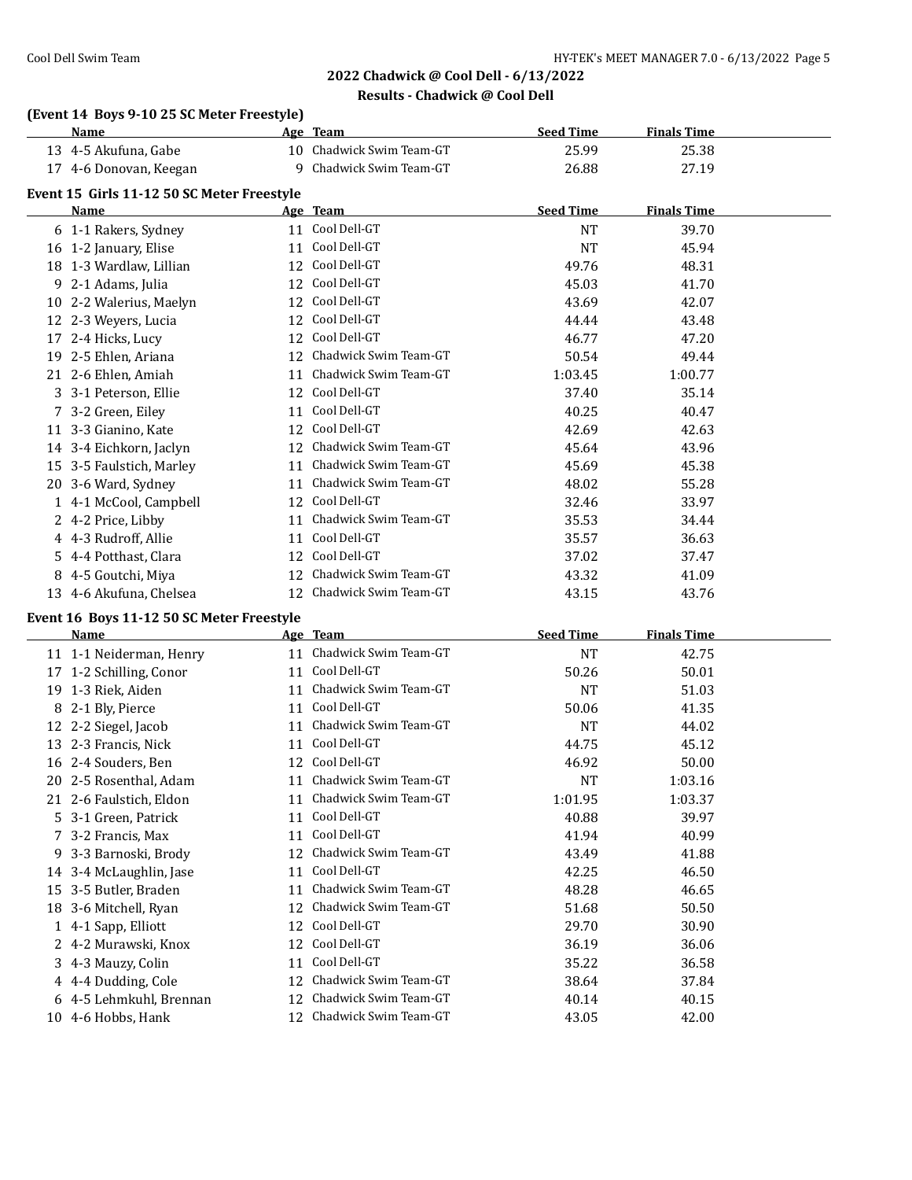## 2022 Chadwick @ Cool Dell - 6/13/2022

### Results - Chadwick @ Cool Dell

**(Event 14 Boys 9-10 25 SC Meter Freestyle)**

| | Name | Age | Team | Seed Time | Finals Time |
|---|---|---|---|---|---|
| 13 | 4-5 Akufuna, Gabe | 10 | Chadwick Swim Team-GT | 25.99 | 25.38 |
| 17 | 4-6 Donovan, Keegan | 9 | Chadwick Swim Team-GT | 26.88 | 27.19 |

**Event 15 Girls 11-12 50 SC Meter Freestyle**

| | Name | Age | Team | Seed Time | Finals Time |
|---|---|---|---|---|---|
| 6 | 1-1 Rakers, Sydney | 11 | Cool Dell-GT | NT | 39.70 |
| 16 | 1-2 January, Elise | 11 | Cool Dell-GT | NT | 45.94 |
| 18 | 1-3 Wardlaw, Lillian | 12 | Cool Dell-GT | 49.76 | 48.31 |
| 9 | 2-1 Adams, Julia | 12 | Cool Dell-GT | 45.03 | 41.70 |
| 10 | 2-2 Walerius, Maelyn | 12 | Cool Dell-GT | 43.69 | 42.07 |
| 12 | 2-3 Weyers, Lucia | 12 | Cool Dell-GT | 44.44 | 43.48 |
| 17 | 2-4 Hicks, Lucy | 12 | Cool Dell-GT | 46.77 | 47.20 |
| 19 | 2-5 Ehlen, Ariana | 12 | Chadwick Swim Team-GT | 50.54 | 49.44 |
| 21 | 2-6 Ehlen, Amiah | 11 | Chadwick Swim Team-GT | 1:03.45 | 1:00.77 |
| 3 | 3-1 Peterson, Ellie | 12 | Cool Dell-GT | 37.40 | 35.14 |
| 7 | 3-2 Green, Eiley | 11 | Cool Dell-GT | 40.25 | 40.47 |
| 11 | 3-3 Gianino, Kate | 12 | Cool Dell-GT | 42.69 | 42.63 |
| 14 | 3-4 Eichkorn, Jaclyn | 12 | Chadwick Swim Team-GT | 45.64 | 43.96 |
| 15 | 3-5 Faulstich, Marley | 11 | Chadwick Swim Team-GT | 45.69 | 45.38 |
| 20 | 3-6 Ward, Sydney | 11 | Chadwick Swim Team-GT | 48.02 | 55.28 |
| 1 | 4-1 McCool, Campbell | 12 | Cool Dell-GT | 32.46 | 33.97 |
| 2 | 4-2 Price, Libby | 11 | Chadwick Swim Team-GT | 35.53 | 34.44 |
| 4 | 4-3 Rudroff, Allie | 11 | Cool Dell-GT | 35.57 | 36.63 |
| 5 | 4-4 Potthast, Clara | 12 | Cool Dell-GT | 37.02 | 37.47 |
| 8 | 4-5 Goutchi, Miya | 12 | Chadwick Swim Team-GT | 43.32 | 41.09 |
| 13 | 4-6 Akufuna, Chelsea | 12 | Chadwick Swim Team-GT | 43.15 | 43.76 |

**Event 16 Boys 11-12 50 SC Meter Freestyle**

| | Name | Age | Team | Seed Time | Finals Time |
|---|---|---|---|---|---|
| 11 | 1-1 Neiderman, Henry | 11 | Chadwick Swim Team-GT | NT | 42.75 |
| 17 | 1-2 Schilling, Conor | 11 | Cool Dell-GT | 50.26 | 50.01 |
| 19 | 1-3 Riek, Aiden | 11 | Chadwick Swim Team-GT | NT | 51.03 |
| 8 | 2-1 Bly, Pierce | 11 | Cool Dell-GT | 50.06 | 41.35 |
| 12 | 2-2 Siegel, Jacob | 11 | Chadwick Swim Team-GT | NT | 44.02 |
| 13 | 2-3 Francis, Nick | 11 | Cool Dell-GT | 44.75 | 45.12 |
| 16 | 2-4 Souders, Ben | 12 | Cool Dell-GT | 46.92 | 50.00 |
| 20 | 2-5 Rosenthal, Adam | 11 | Chadwick Swim Team-GT | NT | 1:03.16 |
| 21 | 2-6 Faulstich, Eldon | 11 | Chadwick Swim Team-GT | 1:01.95 | 1:03.37 |
| 5 | 3-1 Green, Patrick | 11 | Cool Dell-GT | 40.88 | 39.97 |
| 7 | 3-2 Francis, Max | 11 | Cool Dell-GT | 41.94 | 40.99 |
| 9 | 3-3 Barnoski, Brody | 12 | Chadwick Swim Team-GT | 43.49 | 41.88 |
| 14 | 3-4 McLaughlin, Jase | 11 | Cool Dell-GT | 42.25 | 46.50 |
| 15 | 3-5 Butler, Braden | 11 | Chadwick Swim Team-GT | 48.28 | 46.65 |
| 18 | 3-6 Mitchell, Ryan | 12 | Chadwick Swim Team-GT | 51.68 | 50.50 |
| 1 | 4-1 Sapp, Elliott | 12 | Cool Dell-GT | 29.70 | 30.90 |
| 2 | 4-2 Murawski, Knox | 12 | Cool Dell-GT | 36.19 | 36.06 |
| 3 | 4-3 Mauzy, Colin | 11 | Cool Dell-GT | 35.22 | 36.58 |
| 4 | 4-4 Dudding, Cole | 12 | Chadwick Swim Team-GT | 38.64 | 37.84 |
| 6 | 4-5 Lehmkuhl, Brennan | 12 | Chadwick Swim Team-GT | 40.14 | 40.15 |
| 10 | 4-6 Hobbs, Hank | 12 | Chadwick Swim Team-GT | 43.05 | 42.00 |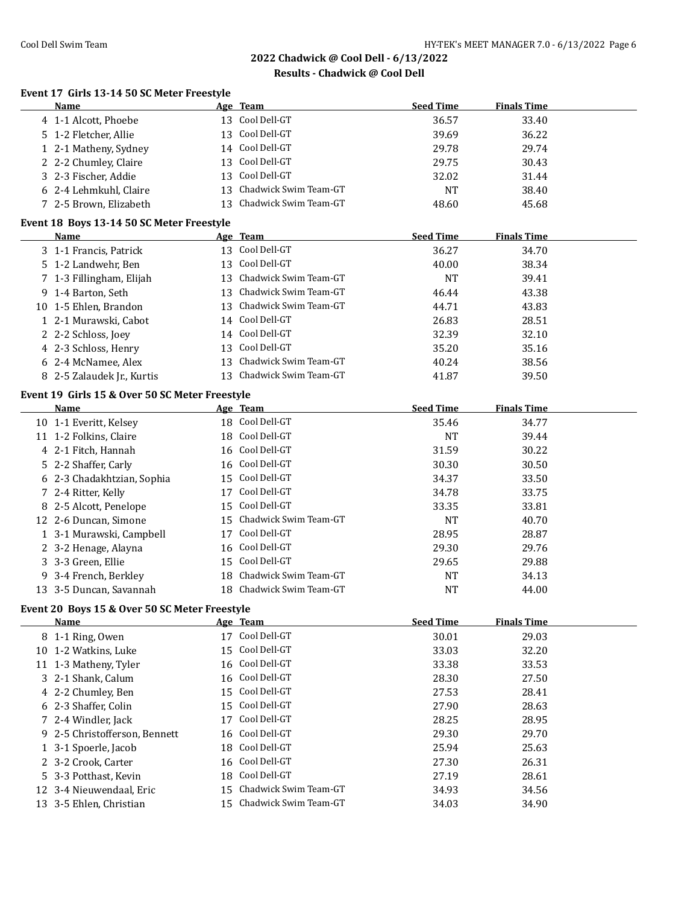## 2022 Chadwick @ Cool Dell - 6/13/2022

### Results - Chadwick @ Cool Dell

#### Event 17 Girls 13-14 50 SC Meter Freestyle

| | Name | Age | Team | Seed Time | Finals Time |
|---|---|---|---|---|---|
| 4 | 1-1 Alcott, Phoebe | 13 | Cool Dell-GT | 36.57 | 33.40 |
| 5 | 1-2 Fletcher, Allie | 13 | Cool Dell-GT | 39.69 | 36.22 |
| 1 | 2-1 Matheny, Sydney | 14 | Cool Dell-GT | 29.78 | 29.74 |
| 2 | 2-2 Chumley, Claire | 13 | Cool Dell-GT | 29.75 | 30.43 |
| 3 | 2-3 Fischer, Addie | 13 | Cool Dell-GT | 32.02 | 31.44 |
| 6 | 2-4 Lehmkuhl, Claire | 13 | Chadwick Swim Team-GT | NT | 38.40 |
| 7 | 2-5 Brown, Elizabeth | 13 | Chadwick Swim Team-GT | 48.60 | 45.68 |

#### Event 18 Boys 13-14 50 SC Meter Freestyle

| | Name | Age | Team | Seed Time | Finals Time |
|---|---|---|---|---|---|
| 3 | 1-1 Francis, Patrick | 13 | Cool Dell-GT | 36.27 | 34.70 |
| 5 | 1-2 Landwehr, Ben | 13 | Cool Dell-GT | 40.00 | 38.34 |
| 7 | 1-3 Fillingham, Elijah | 13 | Chadwick Swim Team-GT | NT | 39.41 |
| 9 | 1-4 Barton, Seth | 13 | Chadwick Swim Team-GT | 46.44 | 43.38 |
| 10 | 1-5 Ehlen, Brandon | 13 | Chadwick Swim Team-GT | 44.71 | 43.83 |
| 1 | 2-1 Murawski, Cabot | 14 | Cool Dell-GT | 26.83 | 28.51 |
| 2 | 2-2 Schloss, Joey | 14 | Cool Dell-GT | 32.39 | 32.10 |
| 4 | 2-3 Schloss, Henry | 13 | Cool Dell-GT | 35.20 | 35.16 |
| 6 | 2-4 McNamee, Alex | 13 | Chadwick Swim Team-GT | 40.24 | 38.56 |
| 8 | 2-5 Zalaudek Jr., Kurtis | 13 | Chadwick Swim Team-GT | 41.87 | 39.50 |

#### Event 19 Girls 15 & Over 50 SC Meter Freestyle

| | Name | Age | Team | Seed Time | Finals Time |
|---|---|---|---|---|---|
| 10 | 1-1 Everitt, Kelsey | 18 | Cool Dell-GT | 35.46 | 34.77 |
| 11 | 1-2 Folkins, Claire | 18 | Cool Dell-GT | NT | 39.44 |
| 4 | 2-1 Fitch, Hannah | 16 | Cool Dell-GT | 31.59 | 30.22 |
| 5 | 2-2 Shaffer, Carly | 16 | Cool Dell-GT | 30.30 | 30.50 |
| 6 | 2-3 Chadakhtzian, Sophia | 15 | Cool Dell-GT | 34.37 | 33.50 |
| 7 | 2-4 Ritter, Kelly | 17 | Cool Dell-GT | 34.78 | 33.75 |
| 8 | 2-5 Alcott, Penelope | 15 | Cool Dell-GT | 33.35 | 33.81 |
| 12 | 2-6 Duncan, Simone | 15 | Chadwick Swim Team-GT | NT | 40.70 |
| 1 | 3-1 Murawski, Campbell | 17 | Cool Dell-GT | 28.95 | 28.87 |
| 2 | 3-2 Henage, Alayna | 16 | Cool Dell-GT | 29.30 | 29.76 |
| 3 | 3-3 Green, Ellie | 15 | Cool Dell-GT | 29.65 | 29.88 |
| 9 | 3-4 French, Berkley | 18 | Chadwick Swim Team-GT | NT | 34.13 |
| 13 | 3-5 Duncan, Savannah | 18 | Chadwick Swim Team-GT | NT | 44.00 |

#### Event 20 Boys 15 & Over 50 SC Meter Freestyle

| | Name | Age | Team | Seed Time | Finals Time |
|---|---|---|---|---|---|
| 8 | 1-1 Ring, Owen | 17 | Cool Dell-GT | 30.01 | 29.03 |
| 10 | 1-2 Watkins, Luke | 15 | Cool Dell-GT | 33.03 | 32.20 |
| 11 | 1-3 Matheny, Tyler | 16 | Cool Dell-GT | 33.38 | 33.53 |
| 3 | 2-1 Shank, Calum | 16 | Cool Dell-GT | 28.30 | 27.50 |
| 4 | 2-2 Chumley, Ben | 15 | Cool Dell-GT | 27.53 | 28.41 |
| 6 | 2-3 Shaffer, Colin | 15 | Cool Dell-GT | 27.90 | 28.63 |
| 7 | 2-4 Windler, Jack | 17 | Cool Dell-GT | 28.25 | 28.95 |
| 9 | 2-5 Christofferson, Bennett | 16 | Cool Dell-GT | 29.30 | 29.70 |
| 1 | 3-1 Spoerle, Jacob | 18 | Cool Dell-GT | 25.94 | 25.63 |
| 2 | 3-2 Crook, Carter | 16 | Cool Dell-GT | 27.30 | 26.31 |
| 5 | 3-3 Potthast, Kevin | 18 | Cool Dell-GT | 27.19 | 28.61 |
| 12 | 3-4 Nieuwendaal, Eric | 15 | Chadwick Swim Team-GT | 34.93 | 34.56 |
| 13 | 3-5 Ehlen, Christian | 15 | Chadwick Swim Team-GT | 34.03 | 34.90 |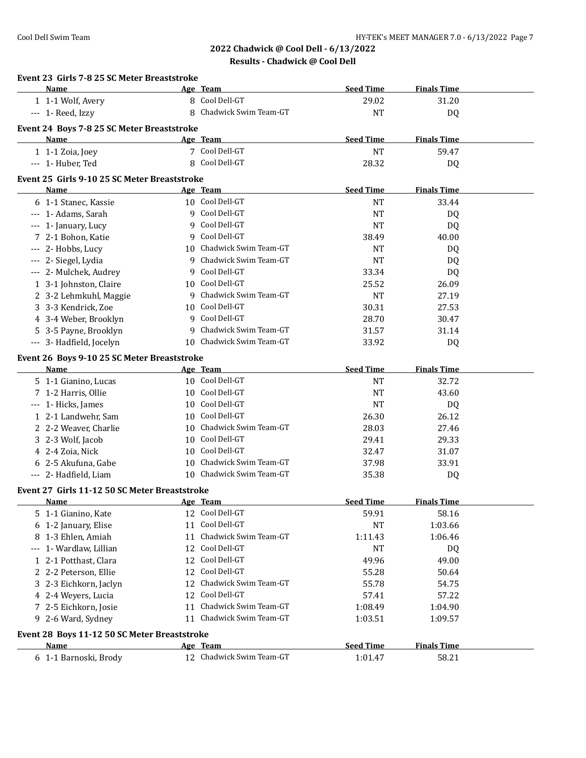## 2022 Chadwick @ Cool Dell - 6/13/2022

### Results - Chadwick @ Cool Dell

**Event 23 Girls 7-8 25 SC Meter Breaststroke**

| | Name | Age | Team | Seed Time | Finals Time |
|---|---|---|---|---|---|
| 1 | 1-1 Wolf, Avery | 8 | Cool Dell-GT | 29.02 | 31.20 |
| --- | 1- Reed, Izzy | 8 | Chadwick Swim Team-GT | NT | DQ |

**Event 24 Boys 7-8 25 SC Meter Breaststroke**

| | Name | Age | Team | Seed Time | Finals Time |
|---|---|---|---|---|---|
| 1 | 1-1 Zoia, Joey | 7 | Cool Dell-GT | NT | 59.47 |
| --- | 1- Huber, Ted | 8 | Cool Dell-GT | 28.32 | DQ |

**Event 25 Girls 9-10 25 SC Meter Breaststroke**

| | Name | Age | Team | Seed Time | Finals Time |
|---|---|---|---|---|---|
| 6 | 1-1 Stanec, Kassie | 10 | Cool Dell-GT | NT | 33.44 |
| --- | 1- Adams, Sarah | 9 | Cool Dell-GT | NT | DQ |
| --- | 1- January, Lucy | 9 | Cool Dell-GT | NT | DQ |
| 7 | 2-1 Bohon, Katie | 9 | Cool Dell-GT | 38.49 | 40.00 |
| --- | 2- Hobbs, Lucy | 10 | Chadwick Swim Team-GT | NT | DQ |
| --- | 2- Siegel, Lydia | 9 | Chadwick Swim Team-GT | NT | DQ |
| --- | 2- Mulchek, Audrey | 9 | Cool Dell-GT | 33.34 | DQ |
| 1 | 3-1 Johnston, Claire | 10 | Cool Dell-GT | 25.52 | 26.09 |
| 2 | 3-2 Lehmkuhl, Maggie | 9 | Chadwick Swim Team-GT | NT | 27.19 |
| 3 | 3-3 Kendrick, Zoe | 10 | Cool Dell-GT | 30.31 | 27.53 |
| 4 | 3-4 Weber, Brooklyn | 9 | Cool Dell-GT | 28.70 | 30.47 |
| 5 | 3-5 Payne, Brooklyn | 9 | Chadwick Swim Team-GT | 31.57 | 31.14 |
| --- | 3- Hadfield, Jocelyn | 10 | Chadwick Swim Team-GT | 33.92 | DQ |

**Event 26 Boys 9-10 25 SC Meter Breaststroke**

| | Name | Age | Team | Seed Time | Finals Time |
|---|---|---|---|---|---|
| 5 | 1-1 Gianino, Lucas | 10 | Cool Dell-GT | NT | 32.72 |
| 7 | 1-2 Harris, Ollie | 10 | Cool Dell-GT | NT | 43.60 |
| --- | 1- Hicks, James | 10 | Cool Dell-GT | NT | DQ |
| 1 | 2-1 Landwehr, Sam | 10 | Cool Dell-GT | 26.30 | 26.12 |
| 2 | 2-2 Weaver, Charlie | 10 | Chadwick Swim Team-GT | 28.03 | 27.46 |
| 3 | 2-3 Wolf, Jacob | 10 | Cool Dell-GT | 29.41 | 29.33 |
| 4 | 2-4 Zoia, Nick | 10 | Cool Dell-GT | 32.47 | 31.07 |
| 6 | 2-5 Akufuna, Gabe | 10 | Chadwick Swim Team-GT | 37.98 | 33.91 |
| --- | 2- Hadfield, Liam | 10 | Chadwick Swim Team-GT | 35.38 | DQ |

**Event 27 Girls 11-12 50 SC Meter Breaststroke**

| | Name | Age | Team | Seed Time | Finals Time |
|---|---|---|---|---|---|
| 5 | 1-1 Gianino, Kate | 12 | Cool Dell-GT | 59.91 | 58.16 |
| 6 | 1-2 January, Elise | 11 | Cool Dell-GT | NT | 1:03.66 |
| 8 | 1-3 Ehlen, Amiah | 11 | Chadwick Swim Team-GT | 1:11.43 | 1:06.46 |
| --- | 1- Wardlaw, Lillian | 12 | Cool Dell-GT | NT | DQ |
| 1 | 2-1 Potthast, Clara | 12 | Cool Dell-GT | 49.96 | 49.00 |
| 2 | 2-2 Peterson, Ellie | 12 | Cool Dell-GT | 55.28 | 50.64 |
| 3 | 2-3 Eichkorn, Jaclyn | 12 | Chadwick Swim Team-GT | 55.78 | 54.75 |
| 4 | 2-4 Weyers, Lucia | 12 | Cool Dell-GT | 57.41 | 57.22 |
| 7 | 2-5 Eichkorn, Josie | 11 | Chadwick Swim Team-GT | 1:08.49 | 1:04.90 |
| 9 | 2-6 Ward, Sydney | 11 | Chadwick Swim Team-GT | 1:03.51 | 1:09.57 |

**Event 28 Boys 11-12 50 SC Meter Breaststroke**

| | Name | Age | Team | Seed Time | Finals Time |
|---|---|---|---|---|---|
| 6 | 1-1 Barnoski, Brody | 12 | Chadwick Swim Team-GT | 1:01.47 | 58.21 |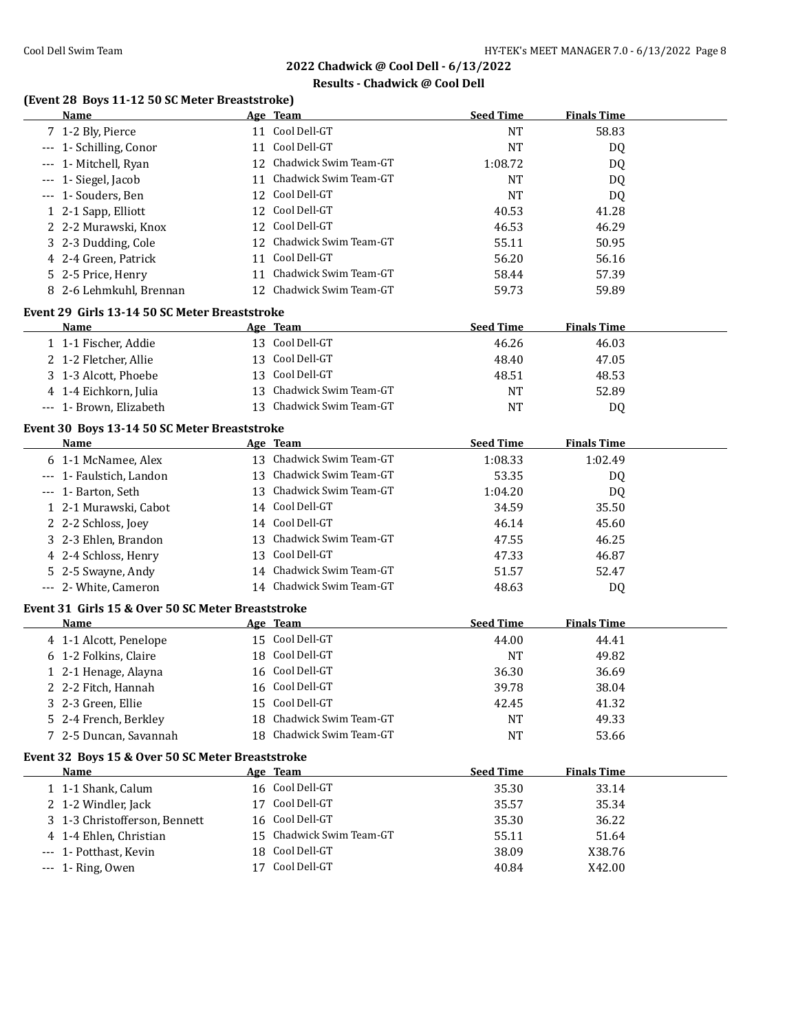## 2022 Chadwick @ Cool Dell - 6/13/2022

### Results - Chadwick @ Cool Dell

### (Event 28 Boys 11-12 50 SC Meter Breaststroke)

| | Name | Age | Team | Seed Time | Finals Time |
|---|---|---|---|---|---|
| 7 | 1-2 Bly, Pierce | 11 | Cool Dell-GT | NT | 58.83 |
| --- | 1- Schilling, Conor | 11 | Cool Dell-GT | NT | DQ |
| --- | 1- Mitchell, Ryan | 12 | Chadwick Swim Team-GT | 1:08.72 | DQ |
| --- | 1- Siegel, Jacob | 11 | Chadwick Swim Team-GT | NT | DQ |
| --- | 1- Souders, Ben | 12 | Cool Dell-GT | NT | DQ |
| 1 | 2-1 Sapp, Elliott | 12 | Cool Dell-GT | 40.53 | 41.28 |
| 2 | 2-2 Murawski, Knox | 12 | Cool Dell-GT | 46.53 | 46.29 |
| 3 | 2-3 Dudding, Cole | 12 | Chadwick Swim Team-GT | 55.11 | 50.95 |
| 4 | 2-4 Green, Patrick | 11 | Cool Dell-GT | 56.20 | 56.16 |
| 5 | 2-5 Price, Henry | 11 | Chadwick Swim Team-GT | 58.44 | 57.39 |
| 8 | 2-6 Lehmkuhl, Brennan | 12 | Chadwick Swim Team-GT | 59.73 | 59.89 |

### Event 29 Girls 13-14 50 SC Meter Breaststroke

| | Name | Age | Team | Seed Time | Finals Time |
|---|---|---|---|---|---|
| 1 | 1-1 Fischer, Addie | 13 | Cool Dell-GT | 46.26 | 46.03 |
| 2 | 1-2 Fletcher, Allie | 13 | Cool Dell-GT | 48.40 | 47.05 |
| 3 | 1-3 Alcott, Phoebe | 13 | Cool Dell-GT | 48.51 | 48.53 |
| 4 | 1-4 Eichkorn, Julia | 13 | Chadwick Swim Team-GT | NT | 52.89 |
| --- | 1- Brown, Elizabeth | 13 | Chadwick Swim Team-GT | NT | DQ |

### Event 30 Boys 13-14 50 SC Meter Breaststroke

| | Name | Age | Team | Seed Time | Finals Time |
|---|---|---|---|---|---|
| 6 | 1-1 McNamee, Alex | 13 | Chadwick Swim Team-GT | 1:08.33 | 1:02.49 |
| --- | 1- Faulstich, Landon | 13 | Chadwick Swim Team-GT | 53.35 | DQ |
| --- | 1- Barton, Seth | 13 | Chadwick Swim Team-GT | 1:04.20 | DQ |
| 1 | 2-1 Murawski, Cabot | 14 | Cool Dell-GT | 34.59 | 35.50 |
| 2 | 2-2 Schloss, Joey | 14 | Cool Dell-GT | 46.14 | 45.60 |
| 3 | 2-3 Ehlen, Brandon | 13 | Chadwick Swim Team-GT | 47.55 | 46.25 |
| 4 | 2-4 Schloss, Henry | 13 | Cool Dell-GT | 47.33 | 46.87 |
| 5 | 2-5 Swayne, Andy | 14 | Chadwick Swim Team-GT | 51.57 | 52.47 |
| --- | 2- White, Cameron | 14 | Chadwick Swim Team-GT | 48.63 | DQ |

### Event 31 Girls 15 & Over 50 SC Meter Breaststroke

| | Name | Age | Team | Seed Time | Finals Time |
|---|---|---|---|---|---|
| 4 | 1-1 Alcott, Penelope | 15 | Cool Dell-GT | 44.00 | 44.41 |
| 6 | 1-2 Folkins, Claire | 18 | Cool Dell-GT | NT | 49.82 |
| 1 | 2-1 Henage, Alayna | 16 | Cool Dell-GT | 36.30 | 36.69 |
| 2 | 2-2 Fitch, Hannah | 16 | Cool Dell-GT | 39.78 | 38.04 |
| 3 | 2-3 Green, Ellie | 15 | Cool Dell-GT | 42.45 | 41.32 |
| 5 | 2-4 French, Berkley | 18 | Chadwick Swim Team-GT | NT | 49.33 |
| 7 | 2-5 Duncan, Savannah | 18 | Chadwick Swim Team-GT | NT | 53.66 |

### Event 32 Boys 15 & Over 50 SC Meter Breaststroke

| | Name | Age | Team | Seed Time | Finals Time |
|---|---|---|---|---|---|
| 1 | 1-1 Shank, Calum | 16 | Cool Dell-GT | 35.30 | 33.14 |
| 2 | 1-2 Windler, Jack | 17 | Cool Dell-GT | 35.57 | 35.34 |
| 3 | 1-3 Christofferson, Bennett | 16 | Cool Dell-GT | 35.30 | 36.22 |
| 4 | 1-4 Ehlen, Christian | 15 | Chadwick Swim Team-GT | 55.11 | 51.64 |
| --- | 1- Potthast, Kevin | 18 | Cool Dell-GT | 38.09 | X38.76 |
| --- | 1- Ring, Owen | 17 | Cool Dell-GT | 40.84 | X42.00 |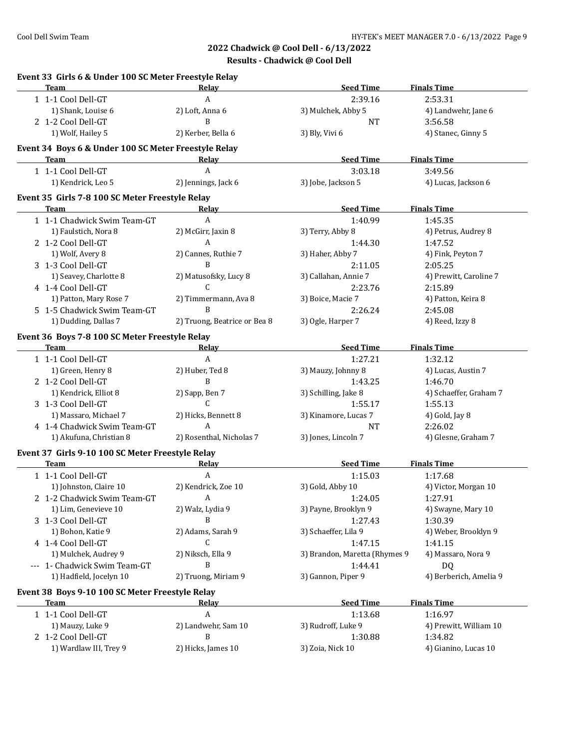## 2022 Chadwick @ Cool Dell - 6/13/2022

### Results - Chadwick @ Cool Dell

#### Event 33 Girls 6 & Under 100 SC Meter Freestyle Relay

| | Team | Relay | Seed Time | Finals Time |
|---|---|---|---|---|
| 1 | 1-1 Cool Dell-GT | A | 2:39.16 | 2:53.31 |
| | 1) Shank, Louise 6 | 2) Loft, Anna 6 | 3) Mulchek, Abby 5 | 4) Landwehr, Jane 6 |
| 2 | 1-2 Cool Dell-GT | B | NT | 3:56.58 |
| | 1) Wolf, Hailey 5 | 2) Kerber, Bella 6 | 3) Bly, Vivi 6 | 4) Stanec, Ginny 5 |

#### Event 34 Boys 6 & Under 100 SC Meter Freestyle Relay

| | Team | Relay | Seed Time | Finals Time |
|---|---|---|---|---|
| 1 | 1-1 Cool Dell-GT | A | 3:03.18 | 3:49.56 |
| | 1) Kendrick, Leo 5 | 2) Jennings, Jack 6 | 3) Jobe, Jackson 5 | 4) Lucas, Jackson 6 |

#### Event 35 Girls 7-8 100 SC Meter Freestyle Relay

| | Team | Relay | Seed Time | Finals Time |
|---|---|---|---|---|
| 1 | 1-1 Chadwick Swim Team-GT | A | 1:40.99 | 1:45.35 |
| | 1) Faulstich, Nora 8 | 2) McGirr, Jaxin 8 | 3) Terry, Abby 8 | 4) Petrus, Audrey 8 |
| 2 | 1-2 Cool Dell-GT | A | 1:44.30 | 1:47.52 |
| | 1) Wolf, Avery 8 | 2) Cannes, Ruthie 7 | 3) Haher, Abby 7 | 4) Fink, Peyton 7 |
| 3 | 1-3 Cool Dell-GT | B | 2:11.05 | 2:05.25 |
| | 1) Seavey, Charlotte 8 | 2) Matusofsky, Lucy 8 | 3) Callahan, Annie 7 | 4) Prewitt, Caroline 7 |
| 4 | 1-4 Cool Dell-GT | C | 2:23.76 | 2:15.89 |
| | 1) Patton, Mary Rose 7 | 2) Timmermann, Ava 8 | 3) Boice, Macie 7 | 4) Patton, Keira 8 |
| 5 | 1-5 Chadwick Swim Team-GT | B | 2:26.24 | 2:45.08 |
| | 1) Dudding, Dallas 7 | 2) Truong, Beatrice or Bea 8 | 3) Ogle, Harper 7 | 4) Reed, Izzy 8 |

#### Event 36 Boys 7-8 100 SC Meter Freestyle Relay

| | Team | Relay | Seed Time | Finals Time |
|---|---|---|---|---|
| 1 | 1-1 Cool Dell-GT | A | 1:27.21 | 1:32.12 |
| | 1) Green, Henry 8 | 2) Huber, Ted 8 | 3) Mauzy, Johnny 8 | 4) Lucas, Austin 7 |
| 2 | 1-2 Cool Dell-GT | B | 1:43.25 | 1:46.70 |
| | 1) Kendrick, Elliot 8 | 2) Sapp, Ben 7 | 3) Schilling, Jake 8 | 4) Schaeffer, Graham 7 |
| 3 | 1-3 Cool Dell-GT | C | 1:55.17 | 1:55.13 |
| | 1) Massaro, Michael 7 | 2) Hicks, Bennett 8 | 3) Kinamore, Lucas 7 | 4) Gold, Jay 8 |
| 4 | 1-4 Chadwick Swim Team-GT | A | NT | 2:26.02 |
| | 1) Akufuna, Christian 8 | 2) Rosenthal, Nicholas 7 | 3) Jones, Lincoln 7 | 4) Glesne, Graham 7 |

#### Event 37 Girls 9-10 100 SC Meter Freestyle Relay

| | Team | Relay | Seed Time | Finals Time |
|---|---|---|---|---|
| 1 | 1-1 Cool Dell-GT | A | 1:15.03 | 1:17.68 |
| | 1) Johnston, Claire 10 | 2) Kendrick, Zoe 10 | 3) Gold, Abby 10 | 4) Victor, Morgan 10 |
| 2 | 1-2 Chadwick Swim Team-GT | A | 1:24.05 | 1:27.91 |
| | 1) Lim, Genevieve 10 | 2) Walz, Lydia 9 | 3) Payne, Brooklyn 9 | 4) Swayne, Mary 10 |
| 3 | 1-3 Cool Dell-GT | B | 1:27.43 | 1:30.39 |
| | 1) Bohon, Katie 9 | 2) Adams, Sarah 9 | 3) Schaeffer, Lila 9 | 4) Weber, Brooklyn 9 |
| 4 | 1-4 Cool Dell-GT | C | 1:47.15 | 1:41.15 |
| | 1) Mulchek, Audrey 9 | 2) Niksch, Ella 9 | 3) Brandon, Maretta (Rhymes 9 | 4) Massaro, Nora 9 |
| --- | 1- Chadwick Swim Team-GT | B | 1:44.41 | DQ |
| | 1) Hadfield, Jocelyn 10 | 2) Truong, Miriam 9 | 3) Gannon, Piper 9 | 4) Berberich, Amelia 9 |

#### Event 38 Boys 9-10 100 SC Meter Freestyle Relay

| | Team | Relay | Seed Time | Finals Time |
|---|---|---|---|---|
| 1 | 1-1 Cool Dell-GT | A | 1:13.68 | 1:16.97 |
| | 1) Mauzy, Luke 9 | 2) Landwehr, Sam 10 | 3) Rudroff, Luke 9 | 4) Prewitt, William 10 |
| 2 | 1-2 Cool Dell-GT | B | 1:30.88 | 1:34.82 |
| | 1) Wardlaw III, Trey 9 | 2) Hicks, James 10 | 3) Zoia, Nick 10 | 4) Gianino, Lucas 10 |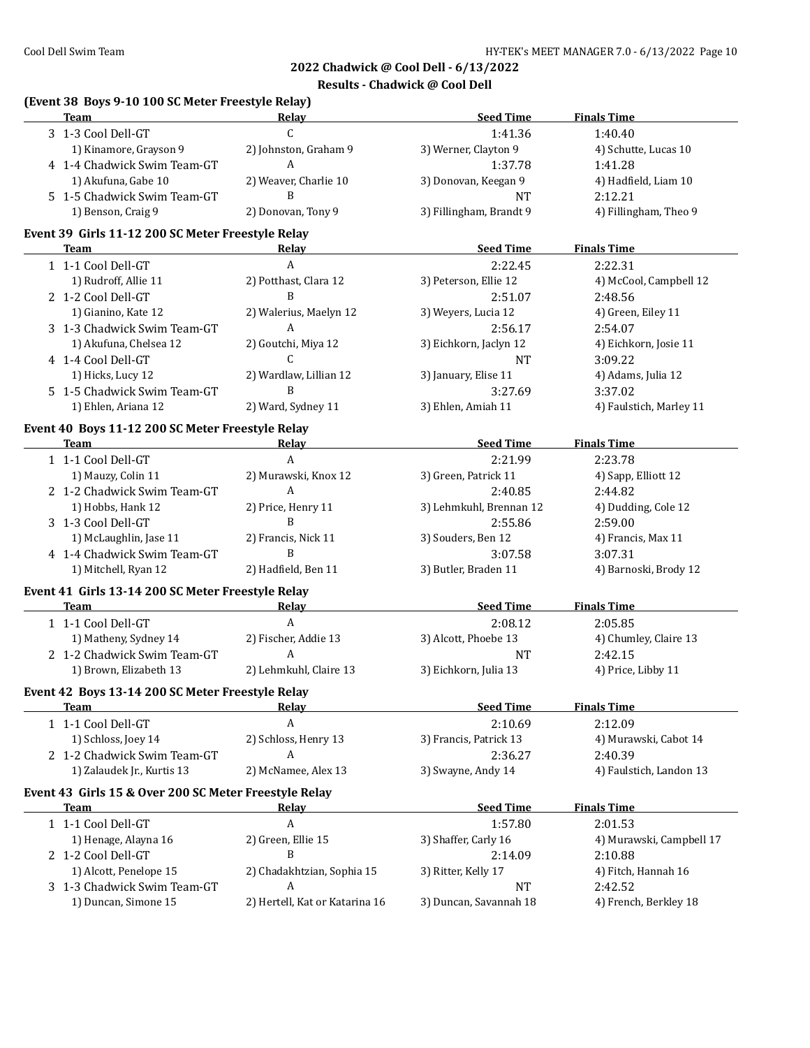## 2022 Chadwick @ Cool Dell - 6/13/2022

### Results - Chadwick @ Cool Dell

### (Event 38 Boys 9-10 100 SC Meter Freestyle Relay)

| | Team | Relay | Seed Time | Finals Time |
|---|---|---|---|---|
| 3 | 1-3 Cool Dell-GT | C | 1:41.36 | 1:40.40 |
| | 1) Kinamore, Grayson 9 | 2) Johnston, Graham 9 | 3) Werner, Clayton 9 | 4) Schutte, Lucas 10 |
| 4 | 1-4 Chadwick Swim Team-GT | A | 1:37.78 | 1:41.28 |
| | 1) Akufuna, Gabe 10 | 2) Weaver, Charlie 10 | 3) Donovan, Keegan 9 | 4) Hadfield, Liam 10 |
| 5 | 1-5 Chadwick Swim Team-GT | B | NT | 2:12.21 |
| | 1) Benson, Craig 9 | 2) Donovan, Tony 9 | 3) Fillingham, Brandt 9 | 4) Fillingham, Theo 9 |

### Event 39 Girls 11-12 200 SC Meter Freestyle Relay

| | Team | Relay | Seed Time | Finals Time |
|---|---|---|---|---|
| 1 | 1-1 Cool Dell-GT | A | 2:22.45 | 2:22.31 |
| | 1) Rudroff, Allie 11 | 2) Potthast, Clara 12 | 3) Peterson, Ellie 12 | 4) McCool, Campbell 12 |
| 2 | 1-2 Cool Dell-GT | B | 2:51.07 | 2:48.56 |
| | 1) Gianino, Kate 12 | 2) Walerius, Maelyn 12 | 3) Weyers, Lucia 12 | 4) Green, Eiley 11 |
| 3 | 1-3 Chadwick Swim Team-GT | A | 2:56.17 | 2:54.07 |
| | 1) Akufuna, Chelsea 12 | 2) Goutchi, Miya 12 | 3) Eichkorn, Jaclyn 12 | 4) Eichkorn, Josie 11 |
| 4 | 1-4 Cool Dell-GT | C | NT | 3:09.22 |
| | 1) Hicks, Lucy 12 | 2) Wardlaw, Lillian 12 | 3) January, Elise 11 | 4) Adams, Julia 12 |
| 5 | 1-5 Chadwick Swim Team-GT | B | 3:27.69 | 3:37.02 |
| | 1) Ehlen, Ariana 12 | 2) Ward, Sydney 11 | 3) Ehlen, Amiah 11 | 4) Faulstich, Marley 11 |

### Event 40 Boys 11-12 200 SC Meter Freestyle Relay

| | Team | Relay | Seed Time | Finals Time |
|---|---|---|---|---|
| 1 | 1-1 Cool Dell-GT | A | 2:21.99 | 2:23.78 |
| | 1) Mauzy, Colin 11 | 2) Murawski, Knox 12 | 3) Green, Patrick 11 | 4) Sapp, Elliott 12 |
| 2 | 1-2 Chadwick Swim Team-GT | A | 2:40.85 | 2:44.82 |
| | 1) Hobbs, Hank 12 | 2) Price, Henry 11 | 3) Lehmkuhl, Brennan 12 | 4) Dudding, Cole 12 |
| 3 | 1-3 Cool Dell-GT | B | 2:55.86 | 2:59.00 |
| | 1) McLaughlin, Jase 11 | 2) Francis, Nick 11 | 3) Souders, Ben 12 | 4) Francis, Max 11 |
| 4 | 1-4 Chadwick Swim Team-GT | B | 3:07.58 | 3:07.31 |
| | 1) Mitchell, Ryan 12 | 2) Hadfield, Ben 11 | 3) Butler, Braden 11 | 4) Barnoski, Brody 12 |

### Event 41 Girls 13-14 200 SC Meter Freestyle Relay

| | Team | Relay | Seed Time | Finals Time |
|---|---|---|---|---|
| 1 | 1-1 Cool Dell-GT | A | 2:08.12 | 2:05.85 |
| | 1) Matheny, Sydney 14 | 2) Fischer, Addie 13 | 3) Alcott, Phoebe 13 | 4) Chumley, Claire 13 |
| 2 | 1-2 Chadwick Swim Team-GT | A | NT | 2:42.15 |
| | 1) Brown, Elizabeth 13 | 2) Lehmkuhl, Claire 13 | 3) Eichkorn, Julia 13 | 4) Price, Libby 11 |

### Event 42 Boys 13-14 200 SC Meter Freestyle Relay

| | Team | Relay | Seed Time | Finals Time |
|---|---|---|---|---|
| 1 | 1-1 Cool Dell-GT | A | 2:10.69 | 2:12.09 |
| | 1) Schloss, Joey 14 | 2) Schloss, Henry 13 | 3) Francis, Patrick 13 | 4) Murawski, Cabot 14 |
| 2 | 1-2 Chadwick Swim Team-GT | A | 2:36.27 | 2:40.39 |
| | 1) Zalaudek Jr., Kurtis 13 | 2) McNamee, Alex 13 | 3) Swayne, Andy 14 | 4) Faulstich, Landon 13 |

### Event 43 Girls 15 & Over 200 SC Meter Freestyle Relay

| | Team | Relay | Seed Time | Finals Time |
|---|---|---|---|---|
| 1 | 1-1 Cool Dell-GT | A | 1:57.80 | 2:01.53 |
| | 1) Henage, Alayna 16 | 2) Green, Ellie 15 | 3) Shaffer, Carly 16 | 4) Murawski, Campbell 17 |
| 2 | 1-2 Cool Dell-GT | B | 2:14.09 | 2:10.88 |
| | 1) Alcott, Penelope 15 | 2) Chadakhtzian, Sophia 15 | 3) Ritter, Kelly 17 | 4) Fitch, Hannah 16 |
| 3 | 1-3 Chadwick Swim Team-GT | A | NT | 2:42.52 |
| | 1) Duncan, Simone 15 | 2) Hertell, Kat or Katarina 16 | 3) Duncan, Savannah 18 | 4) French, Berkley 18 |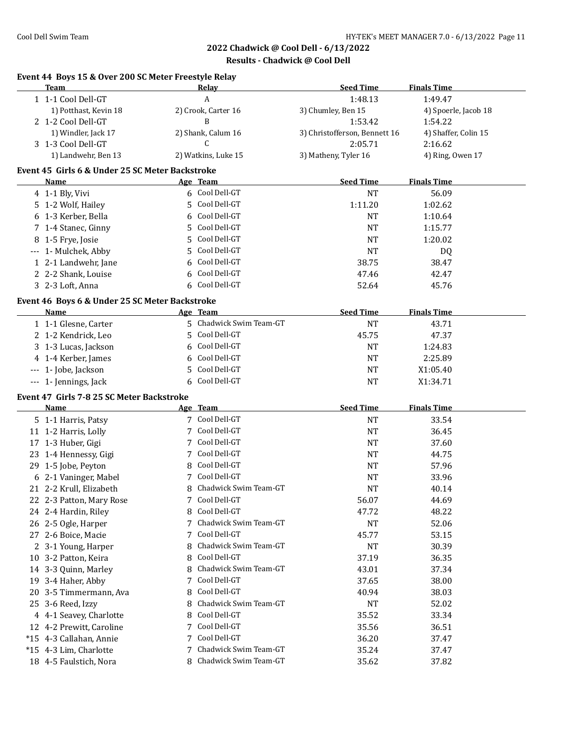## 2022 Chadwick @ Cool Dell - 6/13/2022
### Results - Chadwick @ Cool Dell

#### Event 44 Boys 15 & Over 200 SC Meter Freestyle Relay

| | Team | Relay | Seed Time | Finals Time |
|---|---|---|---|---|
| 1 | 1-1 Cool Dell-GT | A | 1:48.13 | 1:49.47 |
| | 1) Potthast, Kevin 18 | 2) Crook, Carter 16 | 3) Chumley, Ben 15 | 4) Spoerle, Jacob 18 |
| 2 | 1-2 Cool Dell-GT | B | 1:53.42 | 1:54.22 |
| | 1) Windler, Jack 17 | 2) Shank, Calum 16 | 3) Christofferson, Bennett 16 | 4) Shaffer, Colin 15 |
| 3 | 1-3 Cool Dell-GT | C | 2:05.71 | 2:16.62 |
| | 1) Landwehr, Ben 13 | 2) Watkins, Luke 15 | 3) Matheny, Tyler 16 | 4) Ring, Owen 17 |

#### Event 45 Girls 6 & Under 25 SC Meter Backstroke

| | Name | Age | Team | Seed Time | Finals Time |
|---|---|---|---|---|---|
| 4 | 1-1 Bly, Vivi | 6 | Cool Dell-GT | NT | 56.09 |
| 5 | 1-2 Wolf, Hailey | 5 | Cool Dell-GT | 1:11.20 | 1:02.62 |
| 6 | 1-3 Kerber, Bella | 6 | Cool Dell-GT | NT | 1:10.64 |
| 7 | 1-4 Stanec, Ginny | 5 | Cool Dell-GT | NT | 1:15.77 |
| 8 | 1-5 Frye, Josie | 5 | Cool Dell-GT | NT | 1:20.02 |
| --- | 1- Mulchek, Abby | 5 | Cool Dell-GT | NT | DQ |
| 1 | 2-1 Landwehr, Jane | 6 | Cool Dell-GT | 38.75 | 38.47 |
| 2 | 2-2 Shank, Louise | 6 | Cool Dell-GT | 47.46 | 42.47 |
| 3 | 2-3 Loft, Anna | 6 | Cool Dell-GT | 52.64 | 45.76 |

#### Event 46 Boys 6 & Under 25 SC Meter Backstroke

| | Name | Age | Team | Seed Time | Finals Time |
|---|---|---|---|---|---|
| 1 | 1-1 Glesne, Carter | 5 | Chadwick Swim Team-GT | NT | 43.71 |
| 2 | 1-2 Kendrick, Leo | 5 | Cool Dell-GT | 45.75 | 47.37 |
| 3 | 1-3 Lucas, Jackson | 6 | Cool Dell-GT | NT | 1:24.83 |
| 4 | 1-4 Kerber, James | 6 | Cool Dell-GT | NT | 2:25.89 |
| --- | 1- Jobe, Jackson | 5 | Cool Dell-GT | NT | X1:05.40 |
| --- | 1- Jennings, Jack | 6 | Cool Dell-GT | NT | X1:34.71 |

#### Event 47 Girls 7-8 25 SC Meter Backstroke

| | Name | Age | Team | Seed Time | Finals Time |
|---|---|---|---|---|---|
| 5 | 1-1 Harris, Patsy | 7 | Cool Dell-GT | NT | 33.54 |
| 11 | 1-2 Harris, Lolly | 7 | Cool Dell-GT | NT | 36.45 |
| 17 | 1-3 Huber, Gigi | 7 | Cool Dell-GT | NT | 37.60 |
| 23 | 1-4 Hennessy, Gigi | 7 | Cool Dell-GT | NT | 44.75 |
| 29 | 1-5 Jobe, Peyton | 8 | Cool Dell-GT | NT | 57.96 |
| 6 | 2-1 Vaninger, Mabel | 7 | Cool Dell-GT | NT | 33.96 |
| 21 | 2-2 Krull, Elizabeth | 8 | Chadwick Swim Team-GT | NT | 40.14 |
| 22 | 2-3 Patton, Mary Rose | 7 | Cool Dell-GT | 56.07 | 44.69 |
| 24 | 2-4 Hardin, Riley | 8 | Cool Dell-GT | 47.72 | 48.22 |
| 26 | 2-5 Ogle, Harper | 7 | Chadwick Swim Team-GT | NT | 52.06 |
| 27 | 2-6 Boice, Macie | 7 | Cool Dell-GT | 45.77 | 53.15 |
| 2 | 3-1 Young, Harper | 8 | Chadwick Swim Team-GT | NT | 30.39 |
| 10 | 3-2 Patton, Keira | 8 | Cool Dell-GT | 37.19 | 36.35 |
| 14 | 3-3 Quinn, Marley | 8 | Chadwick Swim Team-GT | 43.01 | 37.34 |
| 19 | 3-4 Haher, Abby | 7 | Cool Dell-GT | 37.65 | 38.00 |
| 20 | 3-5 Timmermann, Ava | 8 | Cool Dell-GT | 40.94 | 38.03 |
| 25 | 3-6 Reed, Izzy | 8 | Chadwick Swim Team-GT | NT | 52.02 |
| 4 | 4-1 Seavey, Charlotte | 8 | Cool Dell-GT | 35.52 | 33.34 |
| 12 | 4-2 Prewitt, Caroline | 7 | Cool Dell-GT | 35.56 | 36.51 |
| *15 | 4-3 Callahan, Annie | 7 | Cool Dell-GT | 36.20 | 37.47 |
| *15 | 4-3 Lim, Charlotte | 7 | Chadwick Swim Team-GT | 35.24 | 37.47 |
| 18 | 4-5 Faulstich, Nora | 8 | Chadwick Swim Team-GT | 35.62 | 37.82 |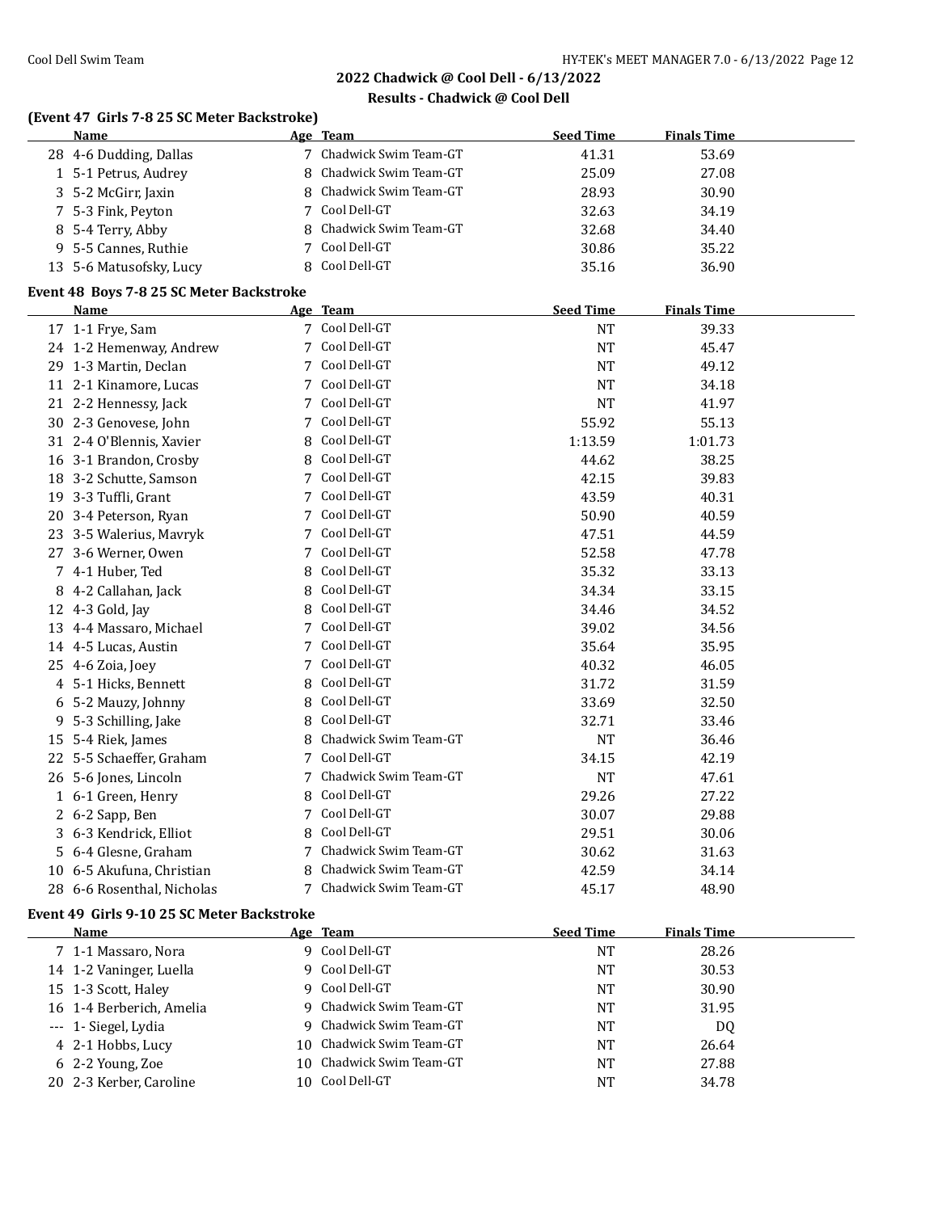## 2022 Chadwick @ Cool Dell - 6/13/2022

### Results - Chadwick @ Cool Dell

**(Event 47 Girls 7-8 25 SC Meter Backstroke)**

| | Name | Age | Team | Seed Time | Finals Time |
|---|---|---|---|---|---|
| 28 | 4-6 Dudding, Dallas | 7 | Chadwick Swim Team-GT | 41.31 | 53.69 |
| 1 | 5-1 Petrus, Audrey | 8 | Chadwick Swim Team-GT | 25.09 | 27.08 |
| 3 | 5-2 McGirr, Jaxin | 8 | Chadwick Swim Team-GT | 28.93 | 30.90 |
| 7 | 5-3 Fink, Peyton | 7 | Cool Dell-GT | 32.63 | 34.19 |
| 8 | 5-4 Terry, Abby | 8 | Chadwick Swim Team-GT | 32.68 | 34.40 |
| 9 | 5-5 Cannes, Ruthie | 7 | Cool Dell-GT | 30.86 | 35.22 |
| 13 | 5-6 Matusofsky, Lucy | 8 | Cool Dell-GT | 35.16 | 36.90 |

**Event 48 Boys 7-8 25 SC Meter Backstroke**

| | Name | Age | Team | Seed Time | Finals Time |
|---|---|---|---|---|---|
| 17 | 1-1 Frye, Sam | 7 | Cool Dell-GT | NT | 39.33 |
| 24 | 1-2 Hemenway, Andrew | 7 | Cool Dell-GT | NT | 45.47 |
| 29 | 1-3 Martin, Declan | 7 | Cool Dell-GT | NT | 49.12 |
| 11 | 2-1 Kinamore, Lucas | 7 | Cool Dell-GT | NT | 34.18 |
| 21 | 2-2 Hennessy, Jack | 7 | Cool Dell-GT | NT | 41.97 |
| 30 | 2-3 Genovese, John | 7 | Cool Dell-GT | 55.92 | 55.13 |
| 31 | 2-4 O'Blennis, Xavier | 8 | Cool Dell-GT | 1:13.59 | 1:01.73 |
| 16 | 3-1 Brandon, Crosby | 8 | Cool Dell-GT | 44.62 | 38.25 |
| 18 | 3-2 Schutte, Samson | 7 | Cool Dell-GT | 42.15 | 39.83 |
| 19 | 3-3 Tuffli, Grant | 7 | Cool Dell-GT | 43.59 | 40.31 |
| 20 | 3-4 Peterson, Ryan | 7 | Cool Dell-GT | 50.90 | 40.59 |
| 23 | 3-5 Walerius, Mavryk | 7 | Cool Dell-GT | 47.51 | 44.59 |
| 27 | 3-6 Werner, Owen | 7 | Cool Dell-GT | 52.58 | 47.78 |
| 7 | 4-1 Huber, Ted | 8 | Cool Dell-GT | 35.32 | 33.13 |
| 8 | 4-2 Callahan, Jack | 8 | Cool Dell-GT | 34.34 | 33.15 |
| 12 | 4-3 Gold, Jay | 8 | Cool Dell-GT | 34.46 | 34.52 |
| 13 | 4-4 Massaro, Michael | 7 | Cool Dell-GT | 39.02 | 34.56 |
| 14 | 4-5 Lucas, Austin | 7 | Cool Dell-GT | 35.64 | 35.95 |
| 25 | 4-6 Zoia, Joey | 7 | Cool Dell-GT | 40.32 | 46.05 |
| 4 | 5-1 Hicks, Bennett | 8 | Cool Dell-GT | 31.72 | 31.59 |
| 6 | 5-2 Mauzy, Johnny | 8 | Cool Dell-GT | 33.69 | 32.50 |
| 9 | 5-3 Schilling, Jake | 8 | Cool Dell-GT | 32.71 | 33.46 |
| 15 | 5-4 Riek, James | 8 | Chadwick Swim Team-GT | NT | 36.46 |
| 22 | 5-5 Schaeffer, Graham | 7 | Cool Dell-GT | 34.15 | 42.19 |
| 26 | 5-6 Jones, Lincoln | 7 | Chadwick Swim Team-GT | NT | 47.61 |
| 1 | 6-1 Green, Henry | 8 | Cool Dell-GT | 29.26 | 27.22 |
| 2 | 6-2 Sapp, Ben | 7 | Cool Dell-GT | 30.07 | 29.88 |
| 3 | 6-3 Kendrick, Elliot | 8 | Cool Dell-GT | 29.51 | 30.06 |
| 5 | 6-4 Glesne, Graham | 7 | Chadwick Swim Team-GT | 30.62 | 31.63 |
| 10 | 6-5 Akufuna, Christian | 8 | Chadwick Swim Team-GT | 42.59 | 34.14 |
| 28 | 6-6 Rosenthal, Nicholas | 7 | Chadwick Swim Team-GT | 45.17 | 48.90 |

**Event 49 Girls 9-10 25 SC Meter Backstroke**

| | Name | Age | Team | Seed Time | Finals Time |
|---|---|---|---|---|---|
| 7 | 1-1 Massaro, Nora | 9 | Cool Dell-GT | NT | 28.26 |
| 14 | 1-2 Vaninger, Luella | 9 | Cool Dell-GT | NT | 30.53 |
| 15 | 1-3 Scott, Haley | 9 | Cool Dell-GT | NT | 30.90 |
| 16 | 1-4 Berberich, Amelia | 9 | Chadwick Swim Team-GT | NT | 31.95 |
| --- | 1- Siegel, Lydia | 9 | Chadwick Swim Team-GT | NT | DQ |
| 4 | 2-1 Hobbs, Lucy | 10 | Chadwick Swim Team-GT | NT | 26.64 |
| 6 | 2-2 Young, Zoe | 10 | Chadwick Swim Team-GT | NT | 27.88 |
| 20 | 2-3 Kerber, Caroline | 10 | Cool Dell-GT | NT | 34.78 |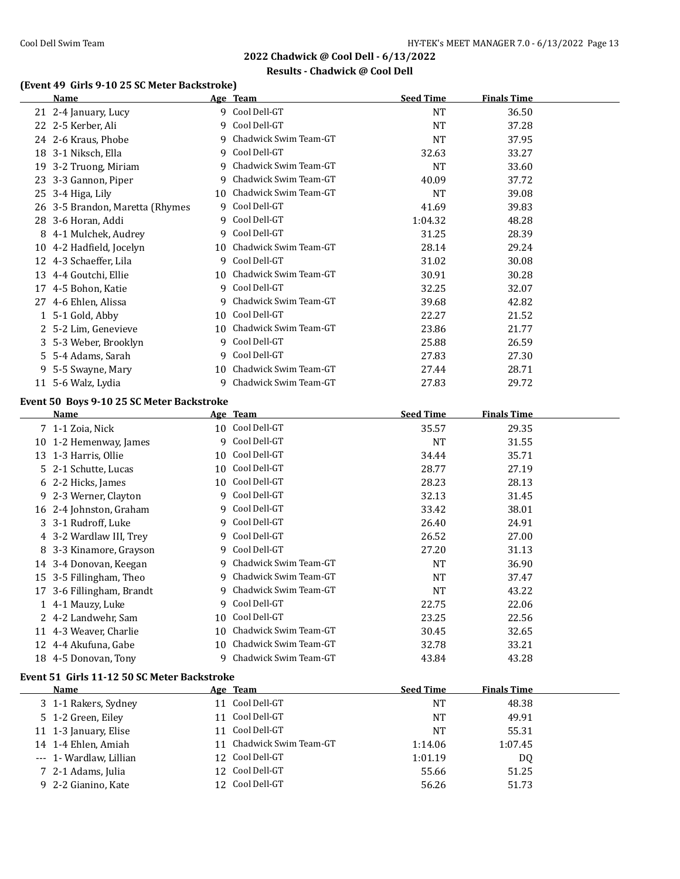## 2022 Chadwick @ Cool Dell - 6/13/2022

### Results - Chadwick @ Cool Dell

### (Event 49 Girls 9-10 25 SC Meter Backstroke)

| | Name | Age | Team | Seed Time | Finals Time |
|---|---|---|---|---|---|
| 21 | 2-4 January, Lucy | 9 | Cool Dell-GT | NT | 36.50 |
| 22 | 2-5 Kerber, Ali | 9 | Cool Dell-GT | NT | 37.28 |
| 24 | 2-6 Kraus, Phobe | 9 | Chadwick Swim Team-GT | NT | 37.95 |
| 18 | 3-1 Niksch, Ella | 9 | Cool Dell-GT | 32.63 | 33.27 |
| 19 | 3-2 Truong, Miriam | 9 | Chadwick Swim Team-GT | NT | 33.60 |
| 23 | 3-3 Gannon, Piper | 9 | Chadwick Swim Team-GT | 40.09 | 37.72 |
| 25 | 3-4 Higa, Lily | 10 | Chadwick Swim Team-GT | NT | 39.08 |
| 26 | 3-5 Brandon, Maretta (Rhymes | 9 | Cool Dell-GT | 41.69 | 39.83 |
| 28 | 3-6 Horan, Addi | 9 | Cool Dell-GT | 1:04.32 | 48.28 |
| 8 | 4-1 Mulchek, Audrey | 9 | Cool Dell-GT | 31.25 | 28.39 |
| 10 | 4-2 Hadfield, Jocelyn | 10 | Chadwick Swim Team-GT | 28.14 | 29.24 |
| 12 | 4-3 Schaeffer, Lila | 9 | Cool Dell-GT | 31.02 | 30.08 |
| 13 | 4-4 Goutchi, Ellie | 10 | Chadwick Swim Team-GT | 30.91 | 30.28 |
| 17 | 4-5 Bohon, Katie | 9 | Cool Dell-GT | 32.25 | 32.07 |
| 27 | 4-6 Ehlen, Alissa | 9 | Chadwick Swim Team-GT | 39.68 | 42.82 |
| 1 | 5-1 Gold, Abby | 10 | Cool Dell-GT | 22.27 | 21.52 |
| 2 | 5-2 Lim, Genevieve | 10 | Chadwick Swim Team-GT | 23.86 | 21.77 |
| 3 | 5-3 Weber, Brooklyn | 9 | Cool Dell-GT | 25.88 | 26.59 |
| 5 | 5-4 Adams, Sarah | 9 | Cool Dell-GT | 27.83 | 27.30 |
| 9 | 5-5 Swayne, Mary | 10 | Chadwick Swim Team-GT | 27.44 | 28.71 |
| 11 | 5-6 Walz, Lydia | 9 | Chadwick Swim Team-GT | 27.83 | 29.72 |

### Event 50 Boys 9-10 25 SC Meter Backstroke

| | Name | Age | Team | Seed Time | Finals Time |
|---|---|---|---|---|---|
| 7 | 1-1 Zoia, Nick | 10 | Cool Dell-GT | 35.57 | 29.35 |
| 10 | 1-2 Hemenway, James | 9 | Cool Dell-GT | NT | 31.55 |
| 13 | 1-3 Harris, Ollie | 10 | Cool Dell-GT | 34.44 | 35.71 |
| 5 | 2-1 Schutte, Lucas | 10 | Cool Dell-GT | 28.77 | 27.19 |
| 6 | 2-2 Hicks, James | 10 | Cool Dell-GT | 28.23 | 28.13 |
| 9 | 2-3 Werner, Clayton | 9 | Cool Dell-GT | 32.13 | 31.45 |
| 16 | 2-4 Johnston, Graham | 9 | Cool Dell-GT | 33.42 | 38.01 |
| 3 | 3-1 Rudroff, Luke | 9 | Cool Dell-GT | 26.40 | 24.91 |
| 4 | 3-2 Wardlaw III, Trey | 9 | Cool Dell-GT | 26.52 | 27.00 |
| 8 | 3-3 Kinamore, Grayson | 9 | Cool Dell-GT | 27.20 | 31.13 |
| 14 | 3-4 Donovan, Keegan | 9 | Chadwick Swim Team-GT | NT | 36.90 |
| 15 | 3-5 Fillingham, Theo | 9 | Chadwick Swim Team-GT | NT | 37.47 |
| 17 | 3-6 Fillingham, Brandt | 9 | Chadwick Swim Team-GT | NT | 43.22 |
| 1 | 4-1 Mauzy, Luke | 9 | Cool Dell-GT | 22.75 | 22.06 |
| 2 | 4-2 Landwehr, Sam | 10 | Cool Dell-GT | 23.25 | 22.56 |
| 11 | 4-3 Weaver, Charlie | 10 | Chadwick Swim Team-GT | 30.45 | 32.65 |
| 12 | 4-4 Akufuna, Gabe | 10 | Chadwick Swim Team-GT | 32.78 | 33.21 |
| 18 | 4-5 Donovan, Tony | 9 | Chadwick Swim Team-GT | 43.84 | 43.28 |

### Event 51 Girls 11-12 50 SC Meter Backstroke

| | Name | Age | Team | Seed Time | Finals Time |
|---|---|---|---|---|---|
| 3 | 1-1 Rakers, Sydney | 11 | Cool Dell-GT | NT | 48.38 |
| 5 | 1-2 Green, Eiley | 11 | Cool Dell-GT | NT | 49.91 |
| 11 | 1-3 January, Elise | 11 | Cool Dell-GT | NT | 55.31 |
| 14 | 1-4 Ehlen, Amiah | 11 | Chadwick Swim Team-GT | 1:14.06 | 1:07.45 |
| --- | 1- Wardlaw, Lillian | 12 | Cool Dell-GT | 1:01.19 | DQ |
| 7 | 2-1 Adams, Julia | 12 | Cool Dell-GT | 55.66 | 51.25 |
| 9 | 2-2 Gianino, Kate | 12 | Cool Dell-GT | 56.26 | 51.73 |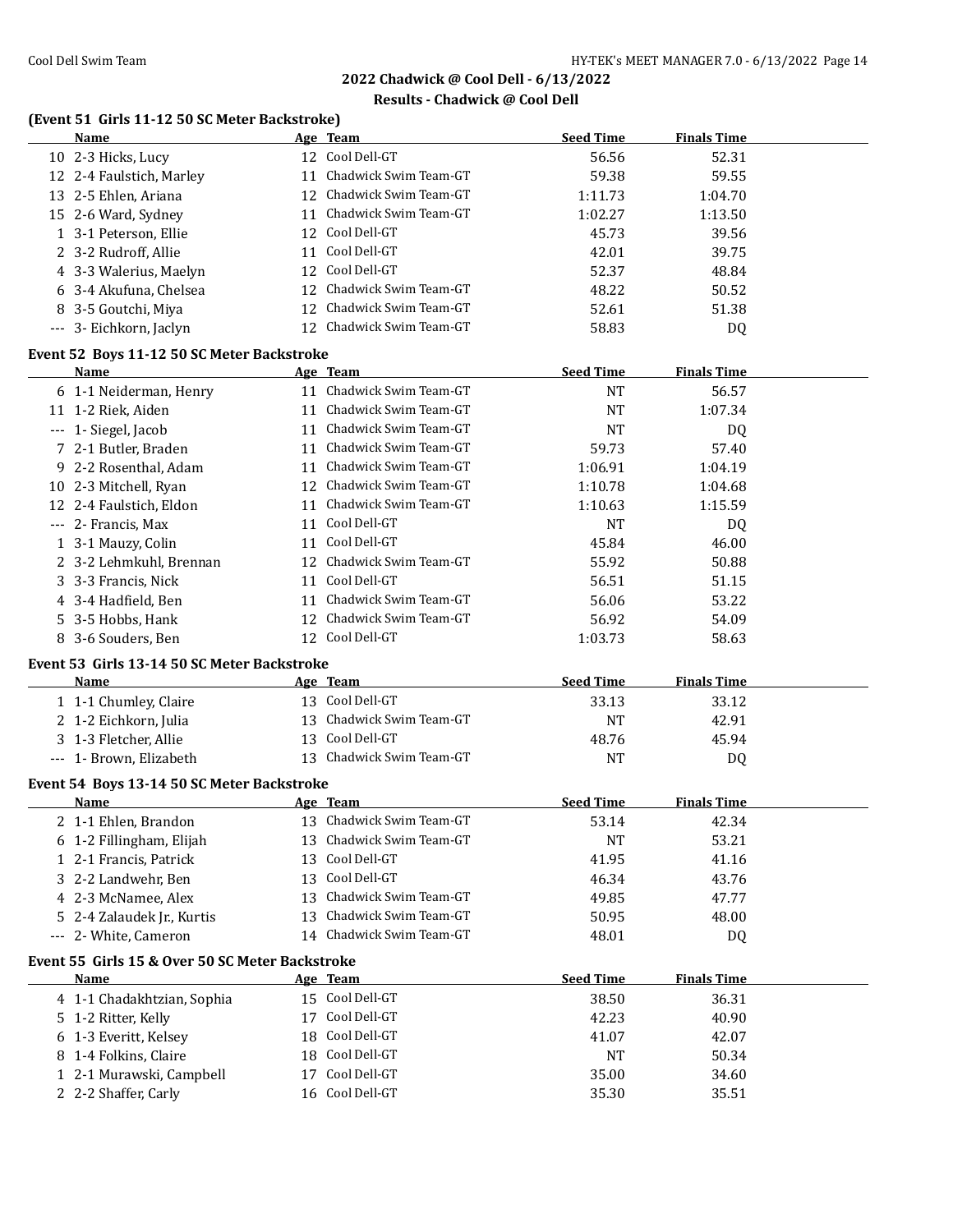## 2022 Chadwick @ Cool Dell - 6/13/2022

### Results - Chadwick @ Cool Dell

### (Event 51 Girls 11-12 50 SC Meter Backstroke)

| | Name | Age | Team | Seed Time | Finals Time |
|---|---|---|---|---|---|
| 10 | 2-3 Hicks, Lucy | 12 | Cool Dell-GT | 56.56 | 52.31 |
| 12 | 2-4 Faulstich, Marley | 11 | Chadwick Swim Team-GT | 59.38 | 59.55 |
| 13 | 2-5 Ehlen, Ariana | 12 | Chadwick Swim Team-GT | 1:11.73 | 1:04.70 |
| 15 | 2-6 Ward, Sydney | 11 | Chadwick Swim Team-GT | 1:02.27 | 1:13.50 |
| 1 | 3-1 Peterson, Ellie | 12 | Cool Dell-GT | 45.73 | 39.56 |
| 2 | 3-2 Rudroff, Allie | 11 | Cool Dell-GT | 42.01 | 39.75 |
| 4 | 3-3 Walerius, Maelyn | 12 | Cool Dell-GT | 52.37 | 48.84 |
| 6 | 3-4 Akufuna, Chelsea | 12 | Chadwick Swim Team-GT | 48.22 | 50.52 |
| 8 | 3-5 Goutchi, Miya | 12 | Chadwick Swim Team-GT | 52.61 | 51.38 |
| --- | 3- Eichkorn, Jaclyn | 12 | Chadwick Swim Team-GT | 58.83 | DQ |

### Event 52 Boys 11-12 50 SC Meter Backstroke

| | Name | Age | Team | Seed Time | Finals Time |
|---|---|---|---|---|---|
| 6 | 1-1 Neiderman, Henry | 11 | Chadwick Swim Team-GT | NT | 56.57 |
| 11 | 1-2 Riek, Aiden | 11 | Chadwick Swim Team-GT | NT | 1:07.34 |
| --- | 1- Siegel, Jacob | 11 | Chadwick Swim Team-GT | NT | DQ |
| 7 | 2-1 Butler, Braden | 11 | Chadwick Swim Team-GT | 59.73 | 57.40 |
| 9 | 2-2 Rosenthal, Adam | 11 | Chadwick Swim Team-GT | 1:06.91 | 1:04.19 |
| 10 | 2-3 Mitchell, Ryan | 12 | Chadwick Swim Team-GT | 1:10.78 | 1:04.68 |
| 12 | 2-4 Faulstich, Eldon | 11 | Chadwick Swim Team-GT | 1:10.63 | 1:15.59 |
| --- | 2- Francis, Max | 11 | Cool Dell-GT | NT | DQ |
| 1 | 3-1 Mauzy, Colin | 11 | Cool Dell-GT | 45.84 | 46.00 |
| 2 | 3-2 Lehmkuhl, Brennan | 12 | Chadwick Swim Team-GT | 55.92 | 50.88 |
| 3 | 3-3 Francis, Nick | 11 | Cool Dell-GT | 56.51 | 51.15 |
| 4 | 3-4 Hadfield, Ben | 11 | Chadwick Swim Team-GT | 56.06 | 53.22 |
| 5 | 3-5 Hobbs, Hank | 12 | Chadwick Swim Team-GT | 56.92 | 54.09 |
| 8 | 3-6 Souders, Ben | 12 | Cool Dell-GT | 1:03.73 | 58.63 |

### Event 53 Girls 13-14 50 SC Meter Backstroke

| | Name | Age | Team | Seed Time | Finals Time |
|---|---|---|---|---|---|
| 1 | 1-1 Chumley, Claire | 13 | Cool Dell-GT | 33.13 | 33.12 |
| 2 | 1-2 Eichkorn, Julia | 13 | Chadwick Swim Team-GT | NT | 42.91 |
| 3 | 1-3 Fletcher, Allie | 13 | Cool Dell-GT | 48.76 | 45.94 |
| --- | 1- Brown, Elizabeth | 13 | Chadwick Swim Team-GT | NT | DQ |

### Event 54 Boys 13-14 50 SC Meter Backstroke

| | Name | Age | Team | Seed Time | Finals Time |
|---|---|---|---|---|---|
| 2 | 1-1 Ehlen, Brandon | 13 | Chadwick Swim Team-GT | 53.14 | 42.34 |
| 6 | 1-2 Fillingham, Elijah | 13 | Chadwick Swim Team-GT | NT | 53.21 |
| 1 | 2-1 Francis, Patrick | 13 | Cool Dell-GT | 41.95 | 41.16 |
| 3 | 2-2 Landwehr, Ben | 13 | Cool Dell-GT | 46.34 | 43.76 |
| 4 | 2-3 McNamee, Alex | 13 | Chadwick Swim Team-GT | 49.85 | 47.77 |
| 5 | 2-4 Zalaudek Jr., Kurtis | 13 | Chadwick Swim Team-GT | 50.95 | 48.00 |
| --- | 2- White, Cameron | 14 | Chadwick Swim Team-GT | 48.01 | DQ |

### Event 55 Girls 15 & Over 50 SC Meter Backstroke

| | Name | Age | Team | Seed Time | Finals Time |
|---|---|---|---|---|---|
| 4 | 1-1 Chadakhtzian, Sophia | 15 | Cool Dell-GT | 38.50 | 36.31 |
| 5 | 1-2 Ritter, Kelly | 17 | Cool Dell-GT | 42.23 | 40.90 |
| 6 | 1-3 Everitt, Kelsey | 18 | Cool Dell-GT | 41.07 | 42.07 |
| 8 | 1-4 Folkins, Claire | 18 | Cool Dell-GT | NT | 50.34 |
| 1 | 2-1 Murawski, Campbell | 17 | Cool Dell-GT | 35.00 | 34.60 |
| 2 | 2-2 Shaffer, Carly | 16 | Cool Dell-GT | 35.30 | 35.51 |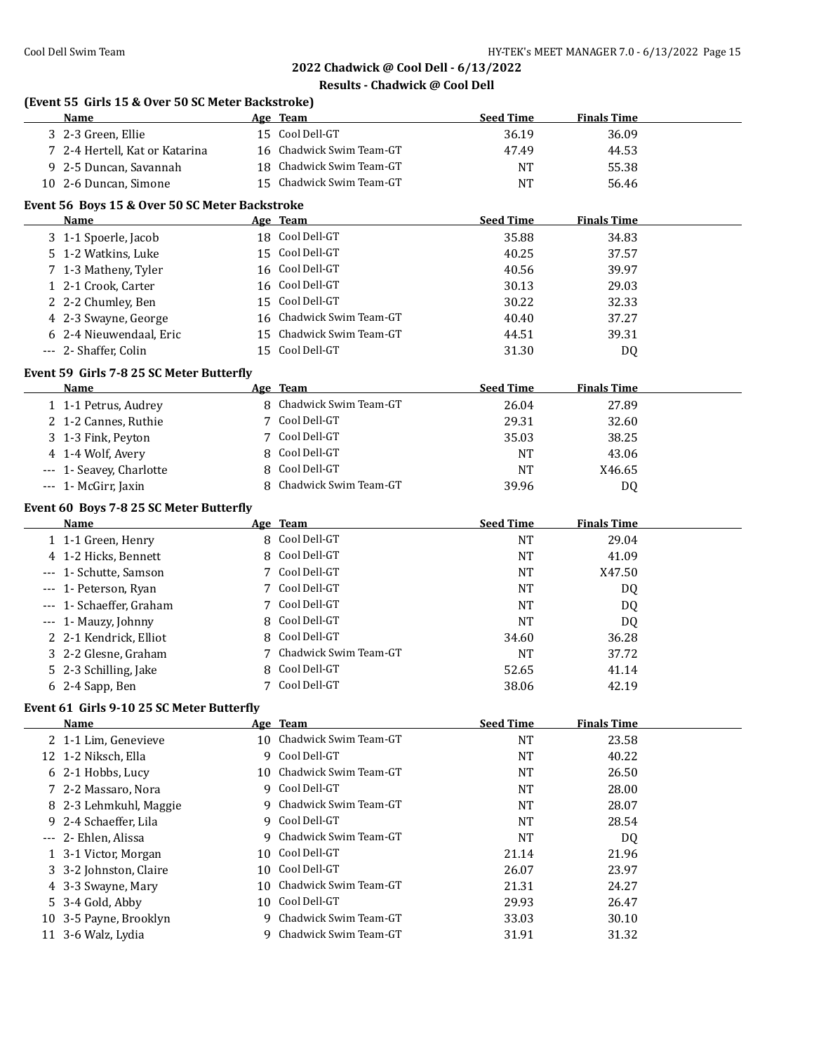## 2022 Chadwick @ Cool Dell - 6/13/2022

### Results - Chadwick @ Cool Dell

### (Event 55 Girls 15 & Over 50 SC Meter Backstroke)

| | Name | Age | Team | Seed Time | Finals Time |
|---|---|---|---|---|---|
| 3 | 2-3 Green, Ellie | 15 | Cool Dell-GT | 36.19 | 36.09 |
| 7 | 2-4 Hertell, Kat or Katarina | 16 | Chadwick Swim Team-GT | 47.49 | 44.53 |
| 9 | 2-5 Duncan, Savannah | 18 | Chadwick Swim Team-GT | NT | 55.38 |
| 10 | 2-6 Duncan, Simone | 15 | Chadwick Swim Team-GT | NT | 56.46 |

### Event 56 Boys 15 & Over 50 SC Meter Backstroke

| | Name | Age | Team | Seed Time | Finals Time |
|---|---|---|---|---|---|
| 3 | 1-1 Spoerle, Jacob | 18 | Cool Dell-GT | 35.88 | 34.83 |
| 5 | 1-2 Watkins, Luke | 15 | Cool Dell-GT | 40.25 | 37.57 |
| 7 | 1-3 Matheny, Tyler | 16 | Cool Dell-GT | 40.56 | 39.97 |
| 1 | 2-1 Crook, Carter | 16 | Cool Dell-GT | 30.13 | 29.03 |
| 2 | 2-2 Chumley, Ben | 15 | Cool Dell-GT | 30.22 | 32.33 |
| 4 | 2-3 Swayne, George | 16 | Chadwick Swim Team-GT | 40.40 | 37.27 |
| 6 | 2-4 Nieuwendaal, Eric | 15 | Chadwick Swim Team-GT | 44.51 | 39.31 |
| --- | 2- Shaffer, Colin | 15 | Cool Dell-GT | 31.30 | DQ |

### Event 59 Girls 7-8 25 SC Meter Butterfly

| | Name | Age | Team | Seed Time | Finals Time |
|---|---|---|---|---|---|
| 1 | 1-1 Petrus, Audrey | 8 | Chadwick Swim Team-GT | 26.04 | 27.89 |
| 2 | 1-2 Cannes, Ruthie | 7 | Cool Dell-GT | 29.31 | 32.60 |
| 3 | 1-3 Fink, Peyton | 7 | Cool Dell-GT | 35.03 | 38.25 |
| 4 | 1-4 Wolf, Avery | 8 | Cool Dell-GT | NT | 43.06 |
| --- | 1- Seavey, Charlotte | 8 | Cool Dell-GT | NT | X46.65 |
| --- | 1- McGirr, Jaxin | 8 | Chadwick Swim Team-GT | 39.96 | DQ |

### Event 60 Boys 7-8 25 SC Meter Butterfly

| | Name | Age | Team | Seed Time | Finals Time |
|---|---|---|---|---|---|
| 1 | 1-1 Green, Henry | 8 | Cool Dell-GT | NT | 29.04 |
| 4 | 1-2 Hicks, Bennett | 8 | Cool Dell-GT | NT | 41.09 |
| --- | 1- Schutte, Samson | 7 | Cool Dell-GT | NT | X47.50 |
| --- | 1- Peterson, Ryan | 7 | Cool Dell-GT | NT | DQ |
| --- | 1- Schaeffer, Graham | 7 | Cool Dell-GT | NT | DQ |
| --- | 1- Mauzy, Johnny | 8 | Cool Dell-GT | NT | DQ |
| 2 | 2-1 Kendrick, Elliot | 8 | Cool Dell-GT | 34.60 | 36.28 |
| 3 | 2-2 Glesne, Graham | 7 | Chadwick Swim Team-GT | NT | 37.72 |
| 5 | 2-3 Schilling, Jake | 8 | Cool Dell-GT | 52.65 | 41.14 |
| 6 | 2-4 Sapp, Ben | 7 | Cool Dell-GT | 38.06 | 42.19 |

### Event 61 Girls 9-10 25 SC Meter Butterfly

| | Name | Age | Team | Seed Time | Finals Time |
|---|---|---|---|---|---|
| 2 | 1-1 Lim, Genevieve | 10 | Chadwick Swim Team-GT | NT | 23.58 |
| 12 | 1-2 Niksch, Ella | 9 | Cool Dell-GT | NT | 40.22 |
| 6 | 2-1 Hobbs, Lucy | 10 | Chadwick Swim Team-GT | NT | 26.50 |
| 7 | 2-2 Massaro, Nora | 9 | Cool Dell-GT | NT | 28.00 |
| 8 | 2-3 Lehmkuhl, Maggie | 9 | Chadwick Swim Team-GT | NT | 28.07 |
| 9 | 2-4 Schaeffer, Lila | 9 | Cool Dell-GT | NT | 28.54 |
| --- | 2- Ehlen, Alissa | 9 | Chadwick Swim Team-GT | NT | DQ |
| 1 | 3-1 Victor, Morgan | 10 | Cool Dell-GT | 21.14 | 21.96 |
| 3 | 3-2 Johnston, Claire | 10 | Cool Dell-GT | 26.07 | 23.97 |
| 4 | 3-3 Swayne, Mary | 10 | Chadwick Swim Team-GT | 21.31 | 24.27 |
| 5 | 3-4 Gold, Abby | 10 | Cool Dell-GT | 29.93 | 26.47 |
| 10 | 3-5 Payne, Brooklyn | 9 | Chadwick Swim Team-GT | 33.03 | 30.10 |
| 11 | 3-6 Walz, Lydia | 9 | Chadwick Swim Team-GT | 31.91 | 31.32 |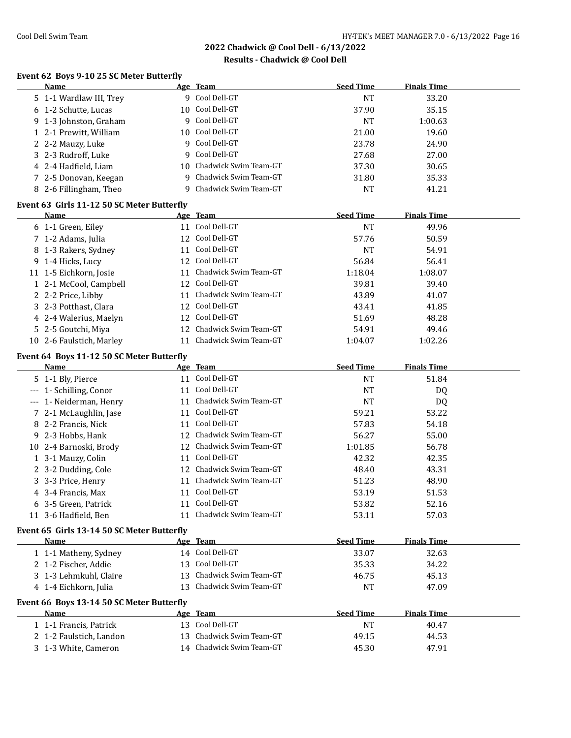## 2022 Chadwick @ Cool Dell - 6/13/2022

### Results - Chadwick @ Cool Dell

#### Event 62 Boys 9-10 25 SC Meter Butterfly

| | Name | Age | Team | Seed Time | Finals Time |
|---|---|---|---|---|---|
| 5 | 1-1 Wardlaw III, Trey | 9 | Cool Dell-GT | NT | 33.20 |
| 6 | 1-2 Schutte, Lucas | 10 | Cool Dell-GT | 37.90 | 35.15 |
| 9 | 1-3 Johnston, Graham | 9 | Cool Dell-GT | NT | 1:00.63 |
| 1 | 2-1 Prewitt, William | 10 | Cool Dell-GT | 21.00 | 19.60 |
| 2 | 2-2 Mauzy, Luke | 9 | Cool Dell-GT | 23.78 | 24.90 |
| 3 | 2-3 Rudroff, Luke | 9 | Cool Dell-GT | 27.68 | 27.00 |
| 4 | 2-4 Hadfield, Liam | 10 | Chadwick Swim Team-GT | 37.30 | 30.65 |
| 7 | 2-5 Donovan, Keegan | 9 | Chadwick Swim Team-GT | 31.80 | 35.33 |
| 8 | 2-6 Fillingham, Theo | 9 | Chadwick Swim Team-GT | NT | 41.21 |

#### Event 63 Girls 11-12 50 SC Meter Butterfly

| | Name | Age | Team | Seed Time | Finals Time |
|---|---|---|---|---|---|
| 6 | 1-1 Green, Eiley | 11 | Cool Dell-GT | NT | 49.96 |
| 7 | 1-2 Adams, Julia | 12 | Cool Dell-GT | 57.76 | 50.59 |
| 8 | 1-3 Rakers, Sydney | 11 | Cool Dell-GT | NT | 54.91 |
| 9 | 1-4 Hicks, Lucy | 12 | Cool Dell-GT | 56.84 | 56.41 |
| 11 | 1-5 Eichkorn, Josie | 11 | Chadwick Swim Team-GT | 1:18.04 | 1:08.07 |
| 1 | 2-1 McCool, Campbell | 12 | Cool Dell-GT | 39.81 | 39.40 |
| 2 | 2-2 Price, Libby | 11 | Chadwick Swim Team-GT | 43.89 | 41.07 |
| 3 | 2-3 Potthast, Clara | 12 | Cool Dell-GT | 43.41 | 41.85 |
| 4 | 2-4 Walerius, Maelyn | 12 | Cool Dell-GT | 51.69 | 48.28 |
| 5 | 2-5 Goutchi, Miya | 12 | Chadwick Swim Team-GT | 54.91 | 49.46 |
| 10 | 2-6 Faulstich, Marley | 11 | Chadwick Swim Team-GT | 1:04.07 | 1:02.26 |

#### Event 64 Boys 11-12 50 SC Meter Butterfly

| | Name | Age | Team | Seed Time | Finals Time |
|---|---|---|---|---|---|
| 5 | 1-1 Bly, Pierce | 11 | Cool Dell-GT | NT | 51.84 |
| --- | 1- Schilling, Conor | 11 | Cool Dell-GT | NT | DQ |
| --- | 1- Neiderman, Henry | 11 | Chadwick Swim Team-GT | NT | DQ |
| 7 | 2-1 McLaughlin, Jase | 11 | Cool Dell-GT | 59.21 | 53.22 |
| 8 | 2-2 Francis, Nick | 11 | Cool Dell-GT | 57.83 | 54.18 |
| 9 | 2-3 Hobbs, Hank | 12 | Chadwick Swim Team-GT | 56.27 | 55.00 |
| 10 | 2-4 Barnoski, Brody | 12 | Chadwick Swim Team-GT | 1:01.85 | 56.78 |
| 1 | 3-1 Mauzy, Colin | 11 | Cool Dell-GT | 42.32 | 42.35 |
| 2 | 3-2 Dudding, Cole | 12 | Chadwick Swim Team-GT | 48.40 | 43.31 |
| 3 | 3-3 Price, Henry | 11 | Chadwick Swim Team-GT | 51.23 | 48.90 |
| 4 | 3-4 Francis, Max | 11 | Cool Dell-GT | 53.19 | 51.53 |
| 6 | 3-5 Green, Patrick | 11 | Cool Dell-GT | 53.82 | 52.16 |
| 11 | 3-6 Hadfield, Ben | 11 | Chadwick Swim Team-GT | 53.11 | 57.03 |

#### Event 65 Girls 13-14 50 SC Meter Butterfly

| | Name | Age | Team | Seed Time | Finals Time |
|---|---|---|---|---|---|
| 1 | 1-1 Matheny, Sydney | 14 | Cool Dell-GT | 33.07 | 32.63 |
| 2 | 1-2 Fischer, Addie | 13 | Cool Dell-GT | 35.33 | 34.22 |
| 3 | 1-3 Lehmkuhl, Claire | 13 | Chadwick Swim Team-GT | 46.75 | 45.13 |
| 4 | 1-4 Eichkorn, Julia | 13 | Chadwick Swim Team-GT | NT | 47.09 |

#### Event 66 Boys 13-14 50 SC Meter Butterfly

| | Name | Age | Team | Seed Time | Finals Time |
|---|---|---|---|---|---|
| 1 | 1-1 Francis, Patrick | 13 | Cool Dell-GT | NT | 40.47 |
| 2 | 1-2 Faulstich, Landon | 13 | Chadwick Swim Team-GT | 49.15 | 44.53 |
| 3 | 1-3 White, Cameron | 14 | Chadwick Swim Team-GT | 45.30 | 47.91 |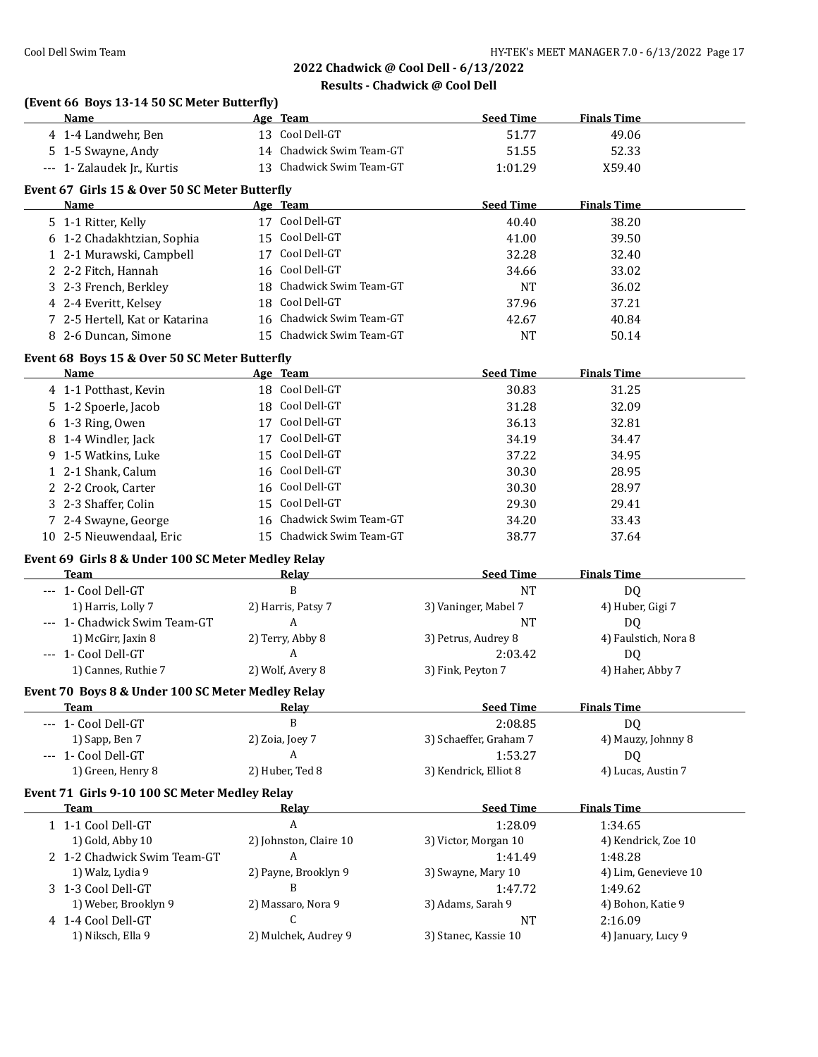## 2022 Chadwick @ Cool Dell - 6/13/2022

## Results - Chadwick @ Cool Dell

### (Event 66 Boys 13-14 50 SC Meter Butterfly)

| | Name | Age | Team | Seed Time | Finals Time |
|---|---|---|---|---|---|
| 4 | 1-4 Landwehr, Ben | 13 | Cool Dell-GT | 51.77 | 49.06 |
| 5 | 1-5 Swayne, Andy | 14 | Chadwick Swim Team-GT | 51.55 | 52.33 |
| --- | 1- Zalaudek Jr., Kurtis | 13 | Chadwick Swim Team-GT | 1:01.29 | X59.40 |

### Event 67 Girls 15 & Over 50 SC Meter Butterfly

| | Name | Age | Team | Seed Time | Finals Time |
|---|---|---|---|---|---|
| 5 | 1-1 Ritter, Kelly | 17 | Cool Dell-GT | 40.40 | 38.20 |
| 6 | 1-2 Chadakhtzian, Sophia | 15 | Cool Dell-GT | 41.00 | 39.50 |
| 1 | 2-1 Murawski, Campbell | 17 | Cool Dell-GT | 32.28 | 32.40 |
| 2 | 2-2 Fitch, Hannah | 16 | Cool Dell-GT | 34.66 | 33.02 |
| 3 | 2-3 French, Berkley | 18 | Chadwick Swim Team-GT | NT | 36.02 |
| 4 | 2-4 Everitt, Kelsey | 18 | Cool Dell-GT | 37.96 | 37.21 |
| 7 | 2-5 Hertell, Kat or Katarina | 16 | Chadwick Swim Team-GT | 42.67 | 40.84 |
| 8 | 2-6 Duncan, Simone | 15 | Chadwick Swim Team-GT | NT | 50.14 |

### Event 68 Boys 15 & Over 50 SC Meter Butterfly

| | Name | Age | Team | Seed Time | Finals Time |
|---|---|---|---|---|---|
| 4 | 1-1 Potthast, Kevin | 18 | Cool Dell-GT | 30.83 | 31.25 |
| 5 | 1-2 Spoerle, Jacob | 18 | Cool Dell-GT | 31.28 | 32.09 |
| 6 | 1-3 Ring, Owen | 17 | Cool Dell-GT | 36.13 | 32.81 |
| 8 | 1-4 Windler, Jack | 17 | Cool Dell-GT | 34.19 | 34.47 |
| 9 | 1-5 Watkins, Luke | 15 | Cool Dell-GT | 37.22 | 34.95 |
| 1 | 2-1 Shank, Calum | 16 | Cool Dell-GT | 30.30 | 28.95 |
| 2 | 2-2 Crook, Carter | 16 | Cool Dell-GT | 30.30 | 28.97 |
| 3 | 2-3 Shaffer, Colin | 15 | Cool Dell-GT | 29.30 | 29.41 |
| 7 | 2-4 Swayne, George | 16 | Chadwick Swim Team-GT | 34.20 | 33.43 |
| 10 | 2-5 Nieuwendaal, Eric | 15 | Chadwick Swim Team-GT | 38.77 | 37.64 |

### Event 69 Girls 8 & Under 100 SC Meter Medley Relay

| | Team | Relay | Seed Time | Finals Time |
|---|---|---|---|---|
| --- | 1- Cool Dell-GT | B | NT | DQ |
| | 1) Harris, Lolly 7 | 2) Harris, Patsy 7 | 3) Vaninger, Mabel 7 | 4) Huber, Gigi 7 |
| --- | 1- Chadwick Swim Team-GT | A | NT | DQ |
| | 1) McGirr, Jaxin 8 | 2) Terry, Abby 8 | 3) Petrus, Audrey 8 | 4) Faulstich, Nora 8 |
| --- | 1- Cool Dell-GT | A | 2:03.42 | DQ |
| | 1) Cannes, Ruthie 7 | 2) Wolf, Avery 8 | 3) Fink, Peyton 7 | 4) Haher, Abby 7 |

### Event 70 Boys 8 & Under 100 SC Meter Medley Relay

| | Team | Relay | Seed Time | Finals Time |
|---|---|---|---|---|
| --- | 1- Cool Dell-GT | B | 2:08.85 | DQ |
| | 1) Sapp, Ben 7 | 2) Zoia, Joey 7 | 3) Schaeffer, Graham 7 | 4) Mauzy, Johnny 8 |
| --- | 1- Cool Dell-GT | A | 1:53.27 | DQ |
| | 1) Green, Henry 8 | 2) Huber, Ted 8 | 3) Kendrick, Elliot 8 | 4) Lucas, Austin 7 |

### Event 71 Girls 9-10 100 SC Meter Medley Relay

| | Team | Relay | Seed Time | Finals Time |
|---|---|---|---|---|
| 1 | 1-1 Cool Dell-GT | A | 1:28.09 | 1:34.65 |
| | 1) Gold, Abby 10 | 2) Johnston, Claire 10 | 3) Victor, Morgan 10 | 4) Kendrick, Zoe 10 |
| 2 | 1-2 Chadwick Swim Team-GT | A | 1:41.49 | 1:48.28 |
| | 1) Walz, Lydia 9 | 2) Payne, Brooklyn 9 | 3) Swayne, Mary 10 | 4) Lim, Genevieve 10 |
| 3 | 1-3 Cool Dell-GT | B | 1:47.72 | 1:49.62 |
| | 1) Weber, Brooklyn 9 | 2) Massaro, Nora 9 | 3) Adams, Sarah 9 | 4) Bohon, Katie 9 |
| 4 | 1-4 Cool Dell-GT | C | NT | 2:16.09 |
| | 1) Niksch, Ella 9 | 2) Mulchek, Audrey 9 | 3) Stanec, Kassie 10 | 4) January, Lucy 9 |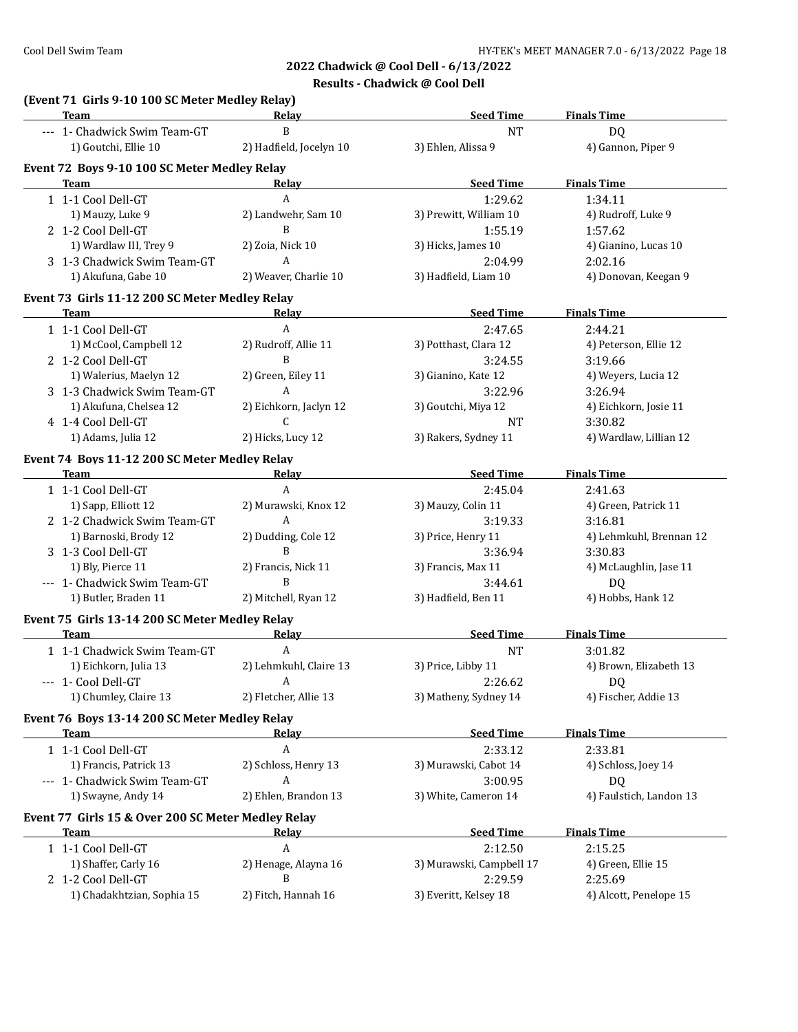**2022 Chadwick @ Cool Dell - 6/13/2022**

**Results - Chadwick @ Cool Dell**

## (Event 71 Girls 9-10 100 SC Meter Medley Relay)

| Team | Relay | Seed Time | Finals Time |
|---|---|---|---|
| --- 1- Chadwick Swim Team-GT | B | NT | DQ |
| 1) Goutchi, Ellie 10 | 2) Hadfield, Jocelyn 10 | 3) Ehlen, Alissa 9 | 4) Gannon, Piper 9 |

## Event 72 Boys 9-10 100 SC Meter Medley Relay

| Team | Relay | Seed Time | Finals Time |
|---|---|---|---|
| 1 1-1 Cool Dell-GT | A | 1:29.62 | 1:34.11 |
| 1) Mauzy, Luke 9 | 2) Landwehr, Sam 10 | 3) Prewitt, William 10 | 4) Rudroff, Luke 9 |
| 2 1-2 Cool Dell-GT | B | 1:55.19 | 1:57.62 |
| 1) Wardlaw III, Trey 9 | 2) Zoia, Nick 10 | 3) Hicks, James 10 | 4) Gianino, Lucas 10 |
| 3 1-3 Chadwick Swim Team-GT | A | 2:04.99 | 2:02.16 |
| 1) Akufuna, Gabe 10 | 2) Weaver, Charlie 10 | 3) Hadfield, Liam 10 | 4) Donovan, Keegan 9 |

## Event 73 Girls 11-12 200 SC Meter Medley Relay

| Team | Relay | Seed Time | Finals Time |
|---|---|---|---|
| 1 1-1 Cool Dell-GT | A | 2:47.65 | 2:44.21 |
| 1) McCool, Campbell 12 | 2) Rudroff, Allie 11 | 3) Potthast, Clara 12 | 4) Peterson, Ellie 12 |
| 2 1-2 Cool Dell-GT | B | 3:24.55 | 3:19.66 |
| 1) Walerius, Maelyn 12 | 2) Green, Eiley 11 | 3) Gianino, Kate 12 | 4) Weyers, Lucia 12 |
| 3 1-3 Chadwick Swim Team-GT | A | 3:22.96 | 3:26.94 |
| 1) Akufuna, Chelsea 12 | 2) Eichkorn, Jaclyn 12 | 3) Goutchi, Miya 12 | 4) Eichkorn, Josie 11 |
| 4 1-4 Cool Dell-GT | C | NT | 3:30.82 |
| 1) Adams, Julia 12 | 2) Hicks, Lucy 12 | 3) Rakers, Sydney 11 | 4) Wardlaw, Lillian 12 |

## Event 74 Boys 11-12 200 SC Meter Medley Relay

| Team | Relay | Seed Time | Finals Time |
|---|---|---|---|
| 1 1-1 Cool Dell-GT | A | 2:45.04 | 2:41.63 |
| 1) Sapp, Elliott 12 | 2) Murawski, Knox 12 | 3) Mauzy, Colin 11 | 4) Green, Patrick 11 |
| 2 1-2 Chadwick Swim Team-GT | A | 3:19.33 | 3:16.81 |
| 1) Barnoski, Brody 12 | 2) Dudding, Cole 12 | 3) Price, Henry 11 | 4) Lehmkuhl, Brennan 12 |
| 3 1-3 Cool Dell-GT | B | 3:36.94 | 3:30.83 |
| 1) Bly, Pierce 11 | 2) Francis, Nick 11 | 3) Francis, Max 11 | 4) McLaughlin, Jase 11 |
| --- 1- Chadwick Swim Team-GT | B | 3:44.61 | DQ |
| 1) Butler, Braden 11 | 2) Mitchell, Ryan 12 | 3) Hadfield, Ben 11 | 4) Hobbs, Hank 12 |

## Event 75 Girls 13-14 200 SC Meter Medley Relay

| Team | Relay | Seed Time | Finals Time |
|---|---|---|---|
| 1 1-1 Chadwick Swim Team-GT | A | NT | 3:01.82 |
| 1) Eichkorn, Julia 13 | 2) Lehmkuhl, Claire 13 | 3) Price, Libby 11 | 4) Brown, Elizabeth 13 |
| --- 1- Cool Dell-GT | A | 2:26.62 | DQ |
| 1) Chumley, Claire 13 | 2) Fletcher, Allie 13 | 3) Matheny, Sydney 14 | 4) Fischer, Addie 13 |

## Event 76 Boys 13-14 200 SC Meter Medley Relay

| Team | Relay | Seed Time | Finals Time |
|---|---|---|---|
| 1 1-1 Cool Dell-GT | A | 2:33.12 | 2:33.81 |
| 1) Francis, Patrick 13 | 2) Schloss, Henry 13 | 3) Murawski, Cabot 14 | 4) Schloss, Joey 14 |
| --- 1- Chadwick Swim Team-GT | A | 3:00.95 | DQ |
| 1) Swayne, Andy 14 | 2) Ehlen, Brandon 13 | 3) White, Cameron 14 | 4) Faulstich, Landon 13 |

## Event 77 Girls 15 & Over 200 SC Meter Medley Relay

| Team | Relay | Seed Time | Finals Time |
|---|---|---|---|
| 1 1-1 Cool Dell-GT | A | 2:12.50 | 2:15.25 |
| 1) Shaffer, Carly 16 | 2) Henage, Alayna 16 | 3) Murawski, Campbell 17 | 4) Green, Ellie 15 |
| 2 1-2 Cool Dell-GT | B | 2:29.59 | 2:25.69 |
| 1) Chadakhtzian, Sophia 15 | 2) Fitch, Hannah 16 | 3) Everitt, Kelsey 18 | 4) Alcott, Penelope 15 |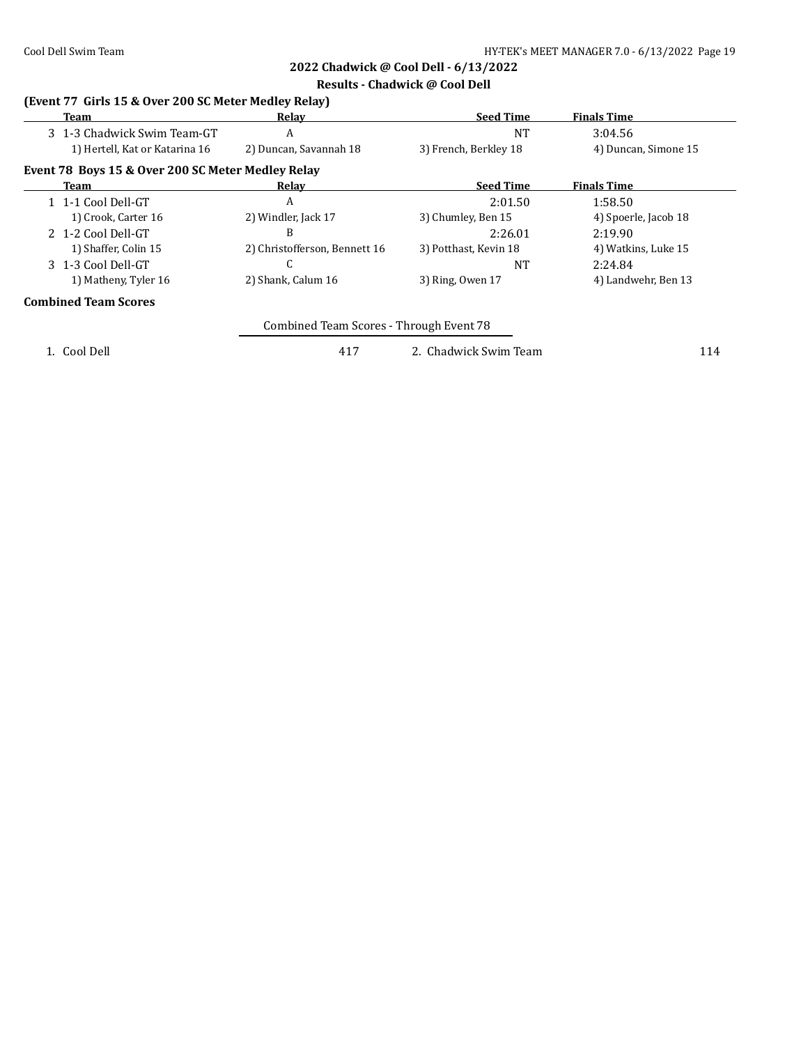**(Event 77 Girls 15 & Over 200 SC Meter Medley Relay)**

| Team | Relay | Seed Time | Finals Time |
|---|---|---|---|
| 3 1-3 Chadwick Swim Team-GT | A | NT | 3:04.56 |
| 1) Hertell, Kat or Katarina 16 | 2) Duncan, Savannah 18 | 3) French, Berkley 18 | 4) Duncan, Simone 15 |

**Event 78 Boys 15 & Over 200 SC Meter Medley Relay**

| Team | Relay | Seed Time | Finals Time |
|---|---|---|---|
| 1 1-1 Cool Dell-GT | A | 2:01.50 | 1:58.50 |
| 1) Crook, Carter 16 | 2) Windler, Jack 17 | 3) Chumley, Ben 15 | 4) Spoerle, Jacob 18 |
| 2 1-2 Cool Dell-GT | B | 2:26.01 | 2:19.90 |
| 1) Shaffer, Colin 15 | 2) Christofferson, Bennett 16 | 3) Potthast, Kevin 18 | 4) Watkins, Luke 15 |
| 3 1-3 Cool Dell-GT | C | NT | 2:24.84 |
| 1) Matheny, Tyler 16 | 2) Shank, Calum 16 | 3) Ring, Owen 17 | 4) Landwehr, Ben 13 |

**Combined Team Scores**

Combined Team Scores - Through Event 78

| | | | |
|---|---|---|---|
| 1. Cool Dell | 417 | 2. Chadwick Swim Team | 114 |